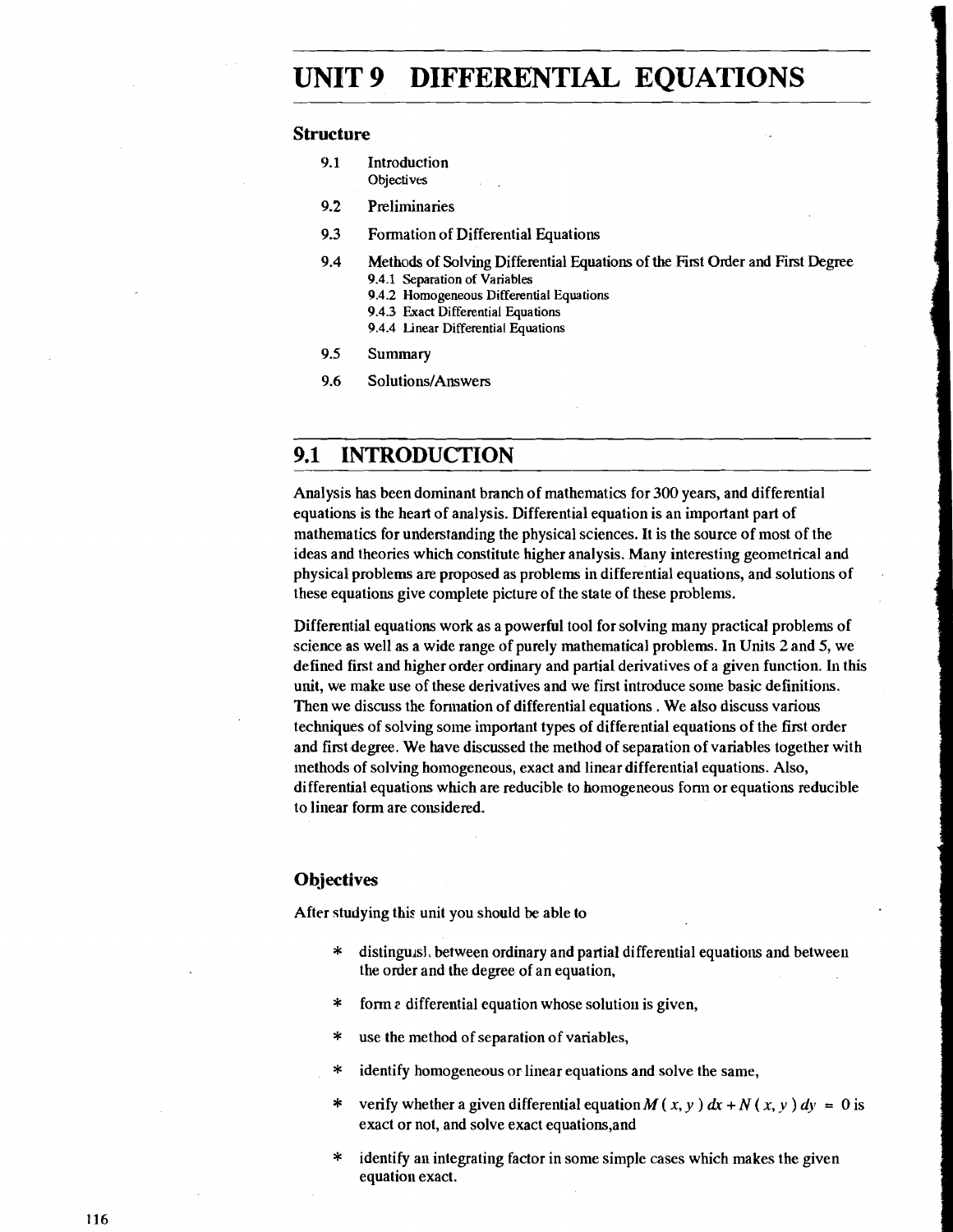# UNIT 9 DIFFERENTIAL EQUATIONS

### Structure

- 9.1 Introduction
  - Objectives
- 9.2 Preliminaries
- 9.3 Formation of Differential Equations
- 9.4 Methods of Solving Differential Equations of the First Order and First Degree
  - 9.4.1 Separation of Variables
  - 9.4.2 Homogeneous Differential Equations
  - 9.4.3 Exact Differential Equations
  - 9.4.4 Linear Differential Equations
- 9.5 Summary
- 9.6 Solutions/Answers

## 9.1 INTRODUCTION

Analysis has been dominant branch of mathematics for 300 years, and differential equations is the heart of analysis. Differential equation is an important part of mathematics for understanding the physical sciences. It is the source of most of the ideas and theories which constitute higher analysis. Many interesting geometrical and physical problems are proposed as problems in differential equations, and solutions of these equations give complete picture of the state of these problems.

Differential equations work as a powerful tool for solving many practical problems of science as well as a wide range of purely mathematical problems. In Units 2 and 5, we defined first and higher order ordinary and partial derivatives of a given function. In this unit, we make use of these derivatives and we first introduce some basic definitions. Then we discuss the formation of differential equations . We also discuss various techniques of solving some important types of differential equations of the first order and first degree. We have discussed the method of separation of variables together with methods of solving homogeneous, exact and linear differential equations. Also, differential equations which are reducible to homogeneous form or equations reducible to linear form are considered.

### Objectives

After studying this unit you should be able to

* distinguish between ordinary and partial differential equations and between the order and the degree of an equation,
* form a differential equation whose solution is given,
* use the method of separation of variables,
* identify homogeneous or linear equations and solve the same,
* verify whether a given differential equation $M(x, y)\,dx + N(x, y)\,dy = 0$ is exact or not, and solve exact equations,and
* identify an integrating factor in some simple cases which makes the given equation exact.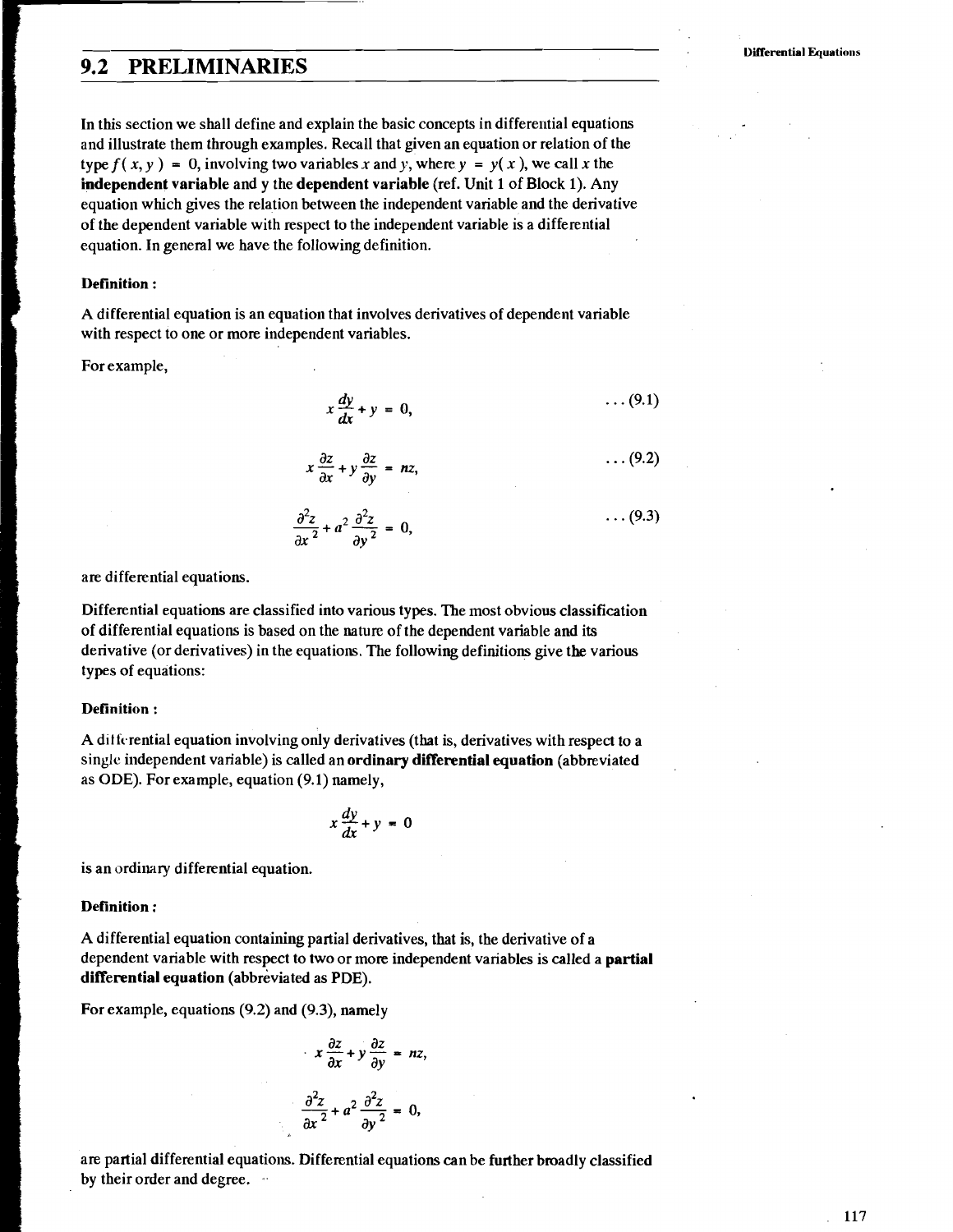## 9.2 PRELIMINARIES

In this section we shall define and explain the basic concepts in differential equations and illustrate them through examples. Recall that given an equation or relation of the type $f(x, y) = 0$, involving two variables $x$ and $y$, where $y = y(x)$, we call $x$ the **independent variable** and y the **dependent variable** (ref. Unit 1 of Block 1). Any equation which gives the relation between the independent variable and the derivative of the dependent variable with respect to the independent variable is a differential equation. In general we have the following definition.

**Definition :**

A differential equation is an equation that involves derivatives of dependent variable with respect to one or more independent variables.

For example,

$$x \frac{dy}{dx} + y = 0, \qquad \ldots (9.1)$$

$$x \frac{\partial z}{\partial x} + y \frac{\partial z}{\partial y} = nz, \qquad \ldots (9.2)$$

$$\frac{\partial^2 z}{\partial x^2} + a^2 \frac{\partial^2 z}{\partial y^2} = 0, \qquad \ldots (9.3)$$

are differential equations.

Differential equations are classified into various types. The most obvious classification of differential equations is based on the nature of the dependent variable and its derivative (or derivatives) in the equations. The following definitions give the various types of equations:

**Definition :**

A differential equation involving only derivatives (that is, derivatives with respect to a single independent variable) is called an **ordinary differential equation** (abbreviated as ODE). For example, equation (9.1) namely,

$$x \frac{dy}{dx} + y = 0$$

is an ordinary differential equation.

**Definition :**

A differential equation containing partial derivatives, that is, the derivative of a dependent variable with respect to two or more independent variables is called a **partial differential equation** (abbreviated as PDE).

For example, equations (9.2) and (9.3), namely

$$x \frac{\partial z}{\partial x} + y \frac{\partial z}{\partial y} = nz,$$

$$\frac{\partial^2 z}{\partial x^2} + a^2 \frac{\partial^2 z}{\partial y^2} = 0,$$

are partial differential equations. Differential equations can be further broadly classified by their order and degree.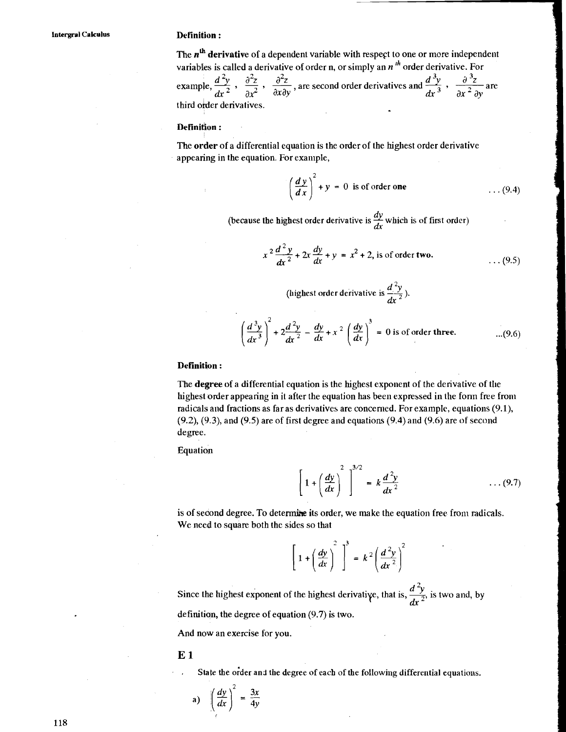**Definition :**

The ***n*****th derivative** of a dependent variable with respect to one or more independent variables is called a derivative of order n, or simply an $n^{th}$ order derivative. For example, $\frac{d^2y}{dx^2}$, $\frac{\partial^2 z}{\partial x^2}$, $\frac{\partial^2 z}{\partial x \partial y}$, are second order derivatives and $\frac{d^3y}{dx^3}$, $\frac{\partial^3 z}{\partial x^2 \partial y}$ are third order derivatives.

**Definition :**

The **order** of a differential equation is the order of the highest order derivative appearing in the equation. For example,

$$\left(\frac{dy}{dx}\right)^2 + y = 0 \text{ is of order } \textbf{one} \qquad \ldots (9.4)$$

(because the highest order derivative is $\frac{dy}{dx}$ which is of first order)

$$x^2 \frac{d^2y}{dx^2} + 2x\frac{dy}{dx} + y = x^2 + 2, \text{ is of order } \textbf{two}. \qquad \ldots (9.5)$$

(highest order derivative is $\frac{d^2y}{dx^2}$).

$$\left(\frac{d^3y}{dx^3}\right)^2 + 2\frac{d^2y}{dx^2} - \frac{dy}{dx} + x^2\left(\frac{dy}{dx}\right)^3 = 0 \text{ is of order } \textbf{three}. \qquad \ldots (9.6)$$

**Definition :**

The **degree** of a differential equation is the highest exponent of the derivative of the highest order appearing in it after the equation has been expressed in the form free from radicals and fractions as far as derivatives are concerned. For example, equations (9.1), (9.2), (9.3), and (9.5) are of first degree and equations (9.4) and (9.6) are of second degree.

Equation

$$\left[1 + \left(\frac{dy}{dx}\right)^2\right]^{3/2} = k\frac{d^2y}{dx^2} \qquad \ldots (9.7)$$

is of second degree. To determine its order, we make the equation free from radicals. We need to square both the sides so that

$$\left[1 + \left(\frac{dy}{dx}\right)^2\right]^3 = k^2\left(\frac{d^2y}{dx^2}\right)^2$$

Since the highest exponent of the highest derivative, that is, $\frac{d^2y}{dx^2}$, is two and, by definition, the degree of equation (9.7) is two.

And now an exercise for you.

## E 1

State the order and the degree of each of the following differential equations.

a) $\left(\frac{dy}{dx}\right)^2 = \frac{3x}{4y}$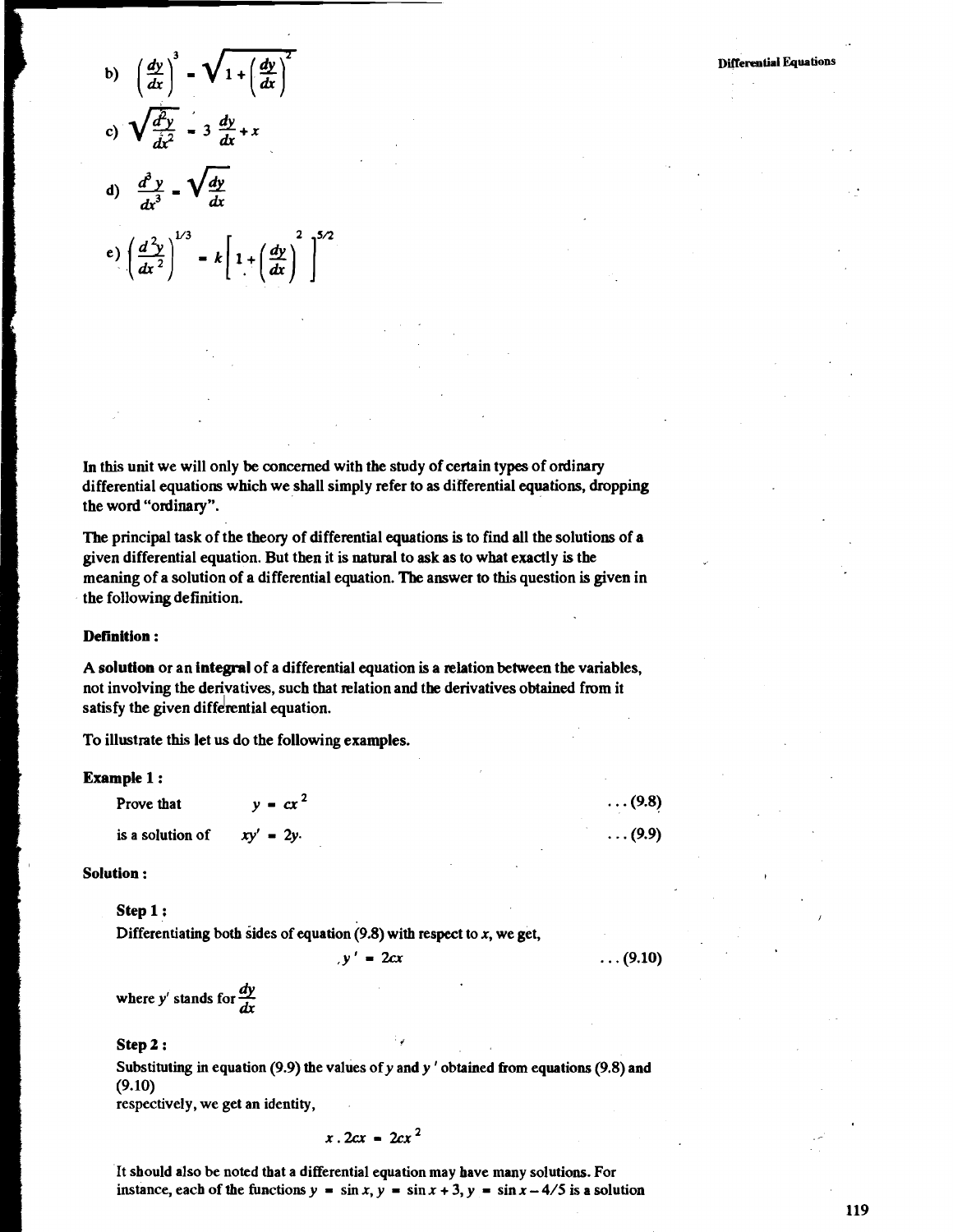b) $\left(\frac{dy}{dx}\right)^3 = \sqrt{1+\left(\frac{dy}{dx}\right)^2}$

c) $\sqrt{\frac{d^2y}{dx^2}} = 3\,\frac{dy}{dx} + x$

d) $\frac{d^3y}{dx^3} = \sqrt{\frac{dy}{dx}}$

e) $\left(\frac{d^2y}{dx^2}\right)^{1/3} = k\left[1+\left(\frac{dy}{dx}\right)^2\right]^{5/2}$

In this unit we will only be concerned with the study of certain types of ordinary differential equations which we shall simply refer to as differential equations, dropping the word "ordinary".

The principal task of the theory of differential equations is to find all the solutions of a given differential equation. But then it is natural to ask as to what exactly is the meaning of a solution of a differential equation. The answer to this question is given in the following definition.

**Definition :**

A **solution** or an **integral** of a differential equation is a relation between the variables, not involving the derivatives, such that relation and the derivatives obtained from it satisfy the given differential equation.

To illustrate this let us do the following examples.

**Example 1 :**

Prove that $\quad y = cx^2 \quad \ldots (9.8)$

is a solution of $\quad xy' = 2y. \quad \ldots (9.9)$

**Solution :**

**Step 1 :**

Differentiating both sides of equation (9.8) with respect to $x$, we get,

$$y' = 2cx \quad \ldots (9.10)$$

where $y'$ stands for $\frac{dy}{dx}$

**Step 2 :**

Substituting in equation (9.9) the values of $y$ and $y'$ obtained from equations (9.8) and (9.10) respectively, we get an identity,

$$x \,.\, 2cx = 2cx^2$$

It should also be noted that a differential equation may have many solutions. For instance, each of the functions $y = \sin x$, $y = \sin x + 3$, $y = \sin x - 4/5$ is a solution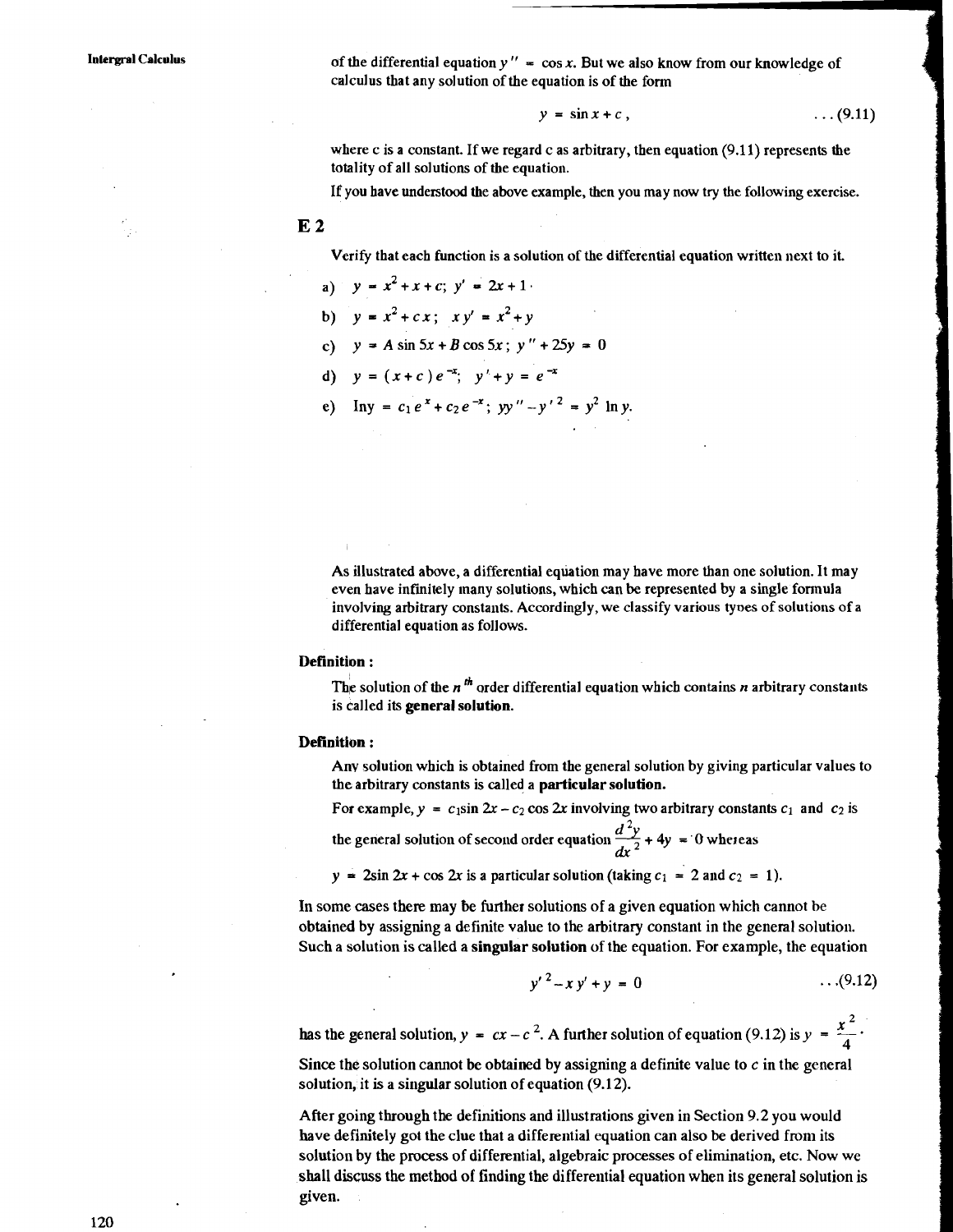of the differential equation $y'' = \cos x$. But we also know from our knowledge of calculus that any solution of the equation is of the form

$$y = \sin x + c, \qquad \ldots (9.11)$$

where c is a constant. If we regard c as arbitrary, then equation (9.11) represents the totality of all solutions of the equation.

If you have understood the above example, then you may now try the following exercise.

## E 2

Verify that each function is a solution of the differential equation written next to it.

a) $y = x^2 + x + c;\ y' = 2x + 1$

b) $y = x^2 + cx;\ \ xy' = x^2 + y$

c) $y = A \sin 5x + B \cos 5x;\ y'' + 25y = 0$

d) $y = (x + c)e^{-x};\ \ y' + y = e^{-x}$

e) $\ln y = c_1 e^{x} + c_2 e^{-x};\ yy'' - y'^2 = y^2 \ln y.$

As illustrated above, a differential equation may have more than one solution. It may even have infinitely many solutions, which can be represented by a single formula involving arbitrary constants. Accordingly, we classify various types of solutions of a differential equation as follows.

**Definition :**

The solution of the $n^{th}$ order differential equation which contains $n$ arbitrary constants is called its **general solution.**

**Definition :**

Any solution which is obtained from the general solution by giving particular values to the arbitrary constants is called a **particular solution.**

For example, $y = c_1 \sin 2x - c_2 \cos 2x$ involving two arbitrary constants $c_1$ and $c_2$ is the general solution of second order equation $\frac{d^2y}{dx^2} + 4y = 0$ whereas

$y = 2\sin 2x + \cos 2x$ is a particular solution (taking $c_1 = 2$ and $c_2 = 1$).

In some cases there may be further solutions of a given equation which cannot be obtained by assigning a definite value to the arbitrary constant in the general solution. Such a solution is called a **singular solution** of the equation. For example, the equation

$$y'^2 - xy' + y = 0 \qquad \ldots (9.12)$$

has the general solution, $y = cx - c^2$. A further solution of equation (9.12) is $y = \frac{x^2}{4}$.

Since the solution cannot be obtained by assigning a definite value to $c$ in the general solution, it is a singular solution of equation (9.12).

After going through the definitions and illustrations given in Section 9.2 you would have definitely got the clue that a differential equation can also be derived from its solution by the process of differential, algebraic processes of elimination, etc. Now we shall discuss the method of finding the differential equation when its general solution is given.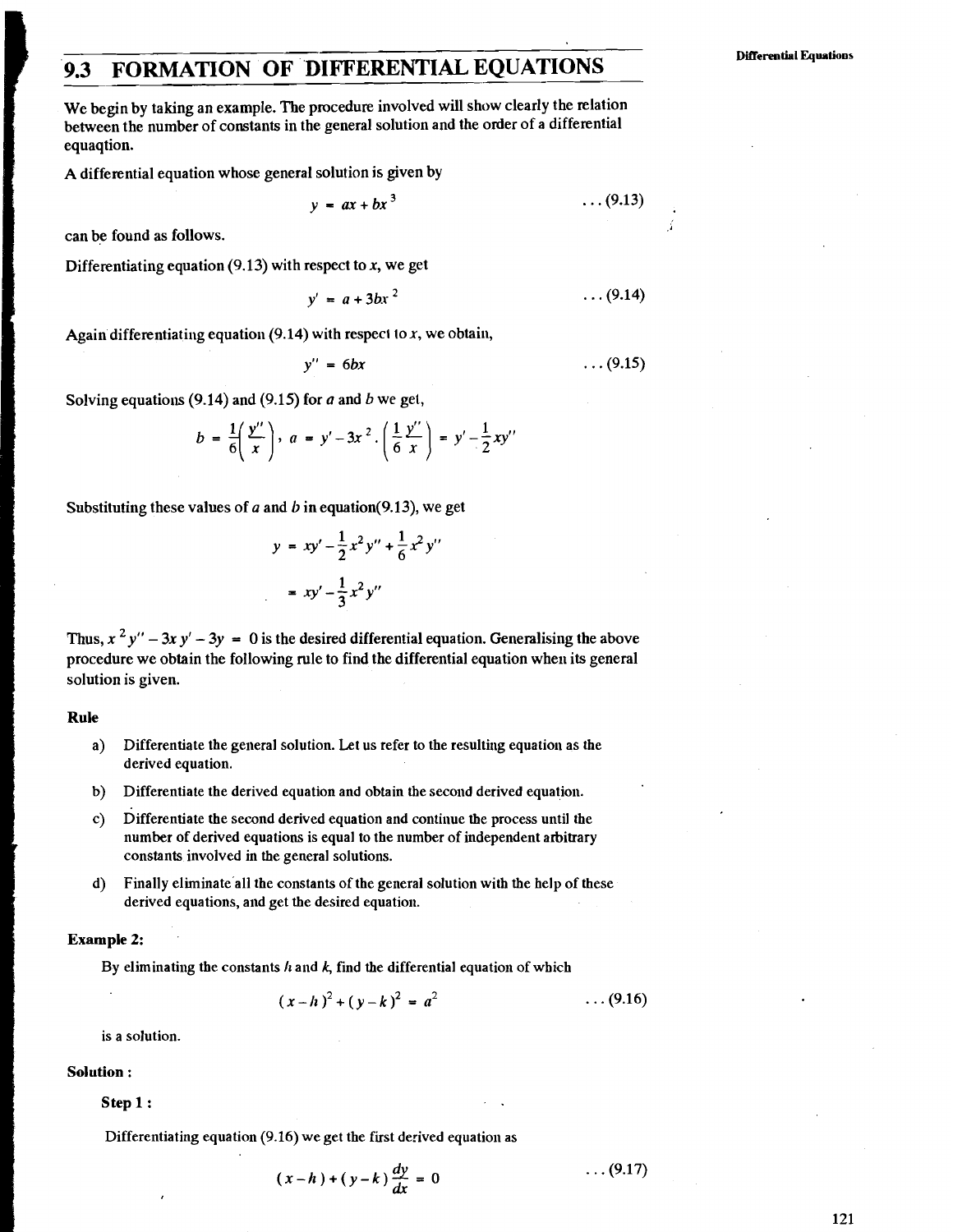## 9.3 FORMATION OF DIFFERENTIAL EQUATIONS

We begin by taking an example. The procedure involved will show clearly the relation between the number of constants in the general solution and the order of a differential equaqtion.

A differential equation whose general solution is given by

$$y = ax + bx^3 \qquad \ldots(9.13)$$

can be found as follows.

Differentiating equation (9.13) with respect to $x$, we get

$$y' = a + 3bx^2 \qquad \ldots(9.14)$$

Again differentiating equation (9.14) with respect to $x$, we obtain,

$$y'' = 6bx \qquad \ldots(9.15)$$

Solving equations (9.14) and (9.15) for $a$ and $b$ we get,

$$b = \frac{1}{6}\left(\frac{y''}{x}\right), \; a = y' - 3x^2 \cdot \left(\frac{1}{6}\frac{y''}{x}\right) = y' - \frac{1}{2}xy''$$

Substituting these values of $a$ and $b$ in equation(9.13), we get

$$y = xy' - \frac{1}{2}x^2y'' + \frac{1}{6}x^2y''$$

$$= xy' - \frac{1}{3}x^2y''$$

Thus, $x^2y'' - 3xy' - 3y = 0$ is the desired differential equation. Generalising the above procedure we obtain the following rule to find the differential equation when its general solution is given.

**Rule**

a) Differentiate the general solution. Let us refer to the resulting equation as the derived equation.

b) Differentiate the derived equation and obtain the second derived equation.

c) Differentiate the second derived equation and continue the process until the number of derived equations is equal to the number of independent arbitrary constants involved in the general solutions.

d) Finally eliminate all the constants of the general solution with the help of these derived equations, and get the desired equation.

**Example 2:**

By eliminating the constants $h$ and $k$, find the differential equation of which

$$(x-h)^2 + (y-k)^2 = a^2 \qquad \ldots(9.16)$$

is a solution.

**Solution :**

**Step 1 :**

Differentiating equation (9.16) we get the first derived equation as

$$(x-h) + (y-k)\frac{dy}{dx} = 0 \qquad \ldots(9.17)$$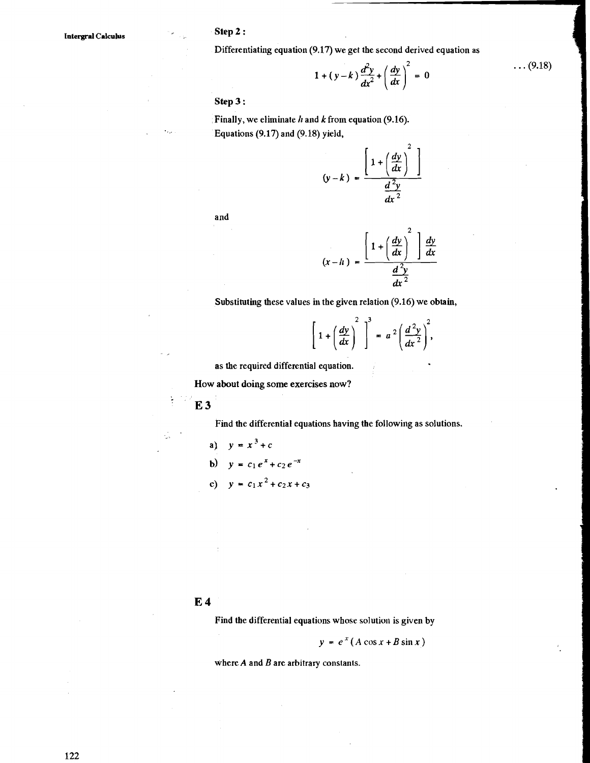**Step 2 :**

Differentiating equation (9.17) we get the second derived equation as

$$1 + (y-k)\frac{d^2y}{dx^2} + \left(\frac{dy}{dx}\right)^2 = 0 \qquad \ldots (9.18)$$

**Step 3 :**

Finally, we eliminate $h$ and $k$ from equation (9.16).

Equations (9.17) and (9.18) yield,

$$(y-k) = \frac{\left[1 + \left(\frac{dy}{dx}\right)^2\right]}{\frac{d^2y}{dx^2}}$$

and

$$(x-h) = \frac{\left[1 + \left(\frac{dy}{dx}\right)^2\right]\frac{dy}{dx}}{\frac{d^2y}{dx^2}}$$

Substituting these values in the given relation (9.16) we obtain,

$$\left[1 + \left(\frac{dy}{dx}\right)^2\right]^3 = a^2\left(\frac{d^2y}{dx^2}\right)^2,$$

as the required differential equation.

**How about doing some exercises now?**

## E 3

Find the differential equations having the following as solutions.

a) $y = x^3 + c$

b) $y = c_1 e^x + c_2 e^{-x}$

c) $y = c_1 x^2 + c_2 x + c_3$

## E 4

Find the differential equations whose solution is given by

$$y = e^x (A \cos x + B \sin x)$$

where $A$ and $B$ are arbitrary constants.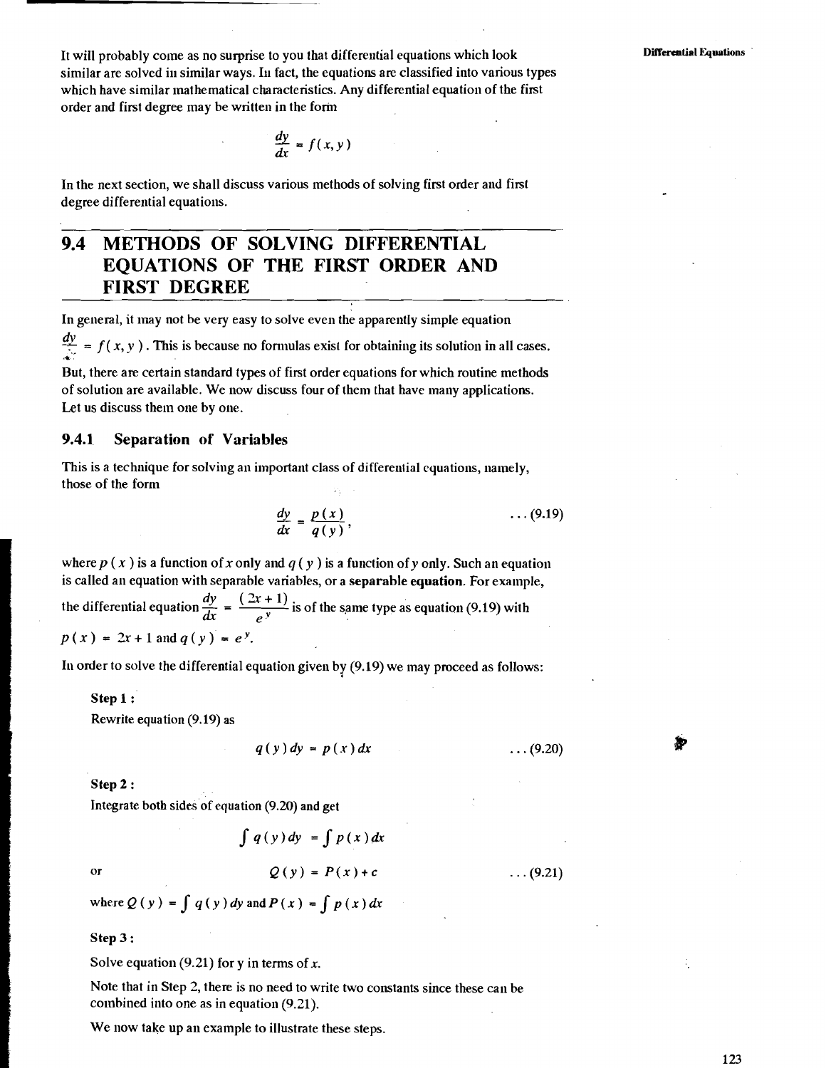It will probably come as no surprise to you that differential equations which look similar are solved in similar ways. In fact, the equations are classified into various types which have similar mathematical characteristics. Any differential equation of the first order and first degree may be written in the form

$$\frac{dy}{dx} = f(x, y)$$

In the next section, we shall discuss various methods of solving first order and first degree differential equations.

## 9.4 METHODS OF SOLVING DIFFERENTIAL EQUATIONS OF THE FIRST ORDER AND FIRST DEGREE

In general, it may not be very easy to solve even the apparently simple equation $\frac{dy}{dx} = f(x, y)$. This is because no formulas exist for obtaining its solution in all cases. But, there are certain standard types of first order equations for which routine methods of solution are available. We now discuss four of them that have many applications. Let us discuss them one by one.

### 9.4.1 Separation of Variables

This is a technique for solving an important class of differential equations, namely, those of the form

$$\frac{dy}{dx} = \frac{p(x)}{q(y)}, \qquad \ldots (9.19)$$

where $p(x)$ is a function of $x$ only and $q(y)$ is a function of $y$ only. Such an equation is called an equation with separable variables, or a **separable equation**. For example, the differential equation $\frac{dy}{dx} = \frac{(2x+1)}{e^y}$ is of the same type as equation (9.19) with $p(x) = 2x + 1$ and $q(y) = e^y$.

In order to solve the differential equation given by (9.19) we may proceed as follows:

**Step 1 :**

Rewrite equation (9.19) as

$$q(y)\,dy = p(x)\,dx \qquad \ldots (9.20)$$

**Step 2 :**

Integrate both sides of equation (9.20) and get

$$\int q(y)\,dy = \int p(x)\,dx$$

or

$$Q(y) = P(x) + c \qquad \ldots (9.21)$$

where $Q(y) = \int q(y)\,dy$ and $P(x) = \int p(x)\,dx$

**Step 3 :**

Solve equation (9.21) for y in terms of $x$.

Note that in Step 2, there is no need to write two constants since these can be combined into one as in equation (9.21).

We now take up an example to illustrate these steps.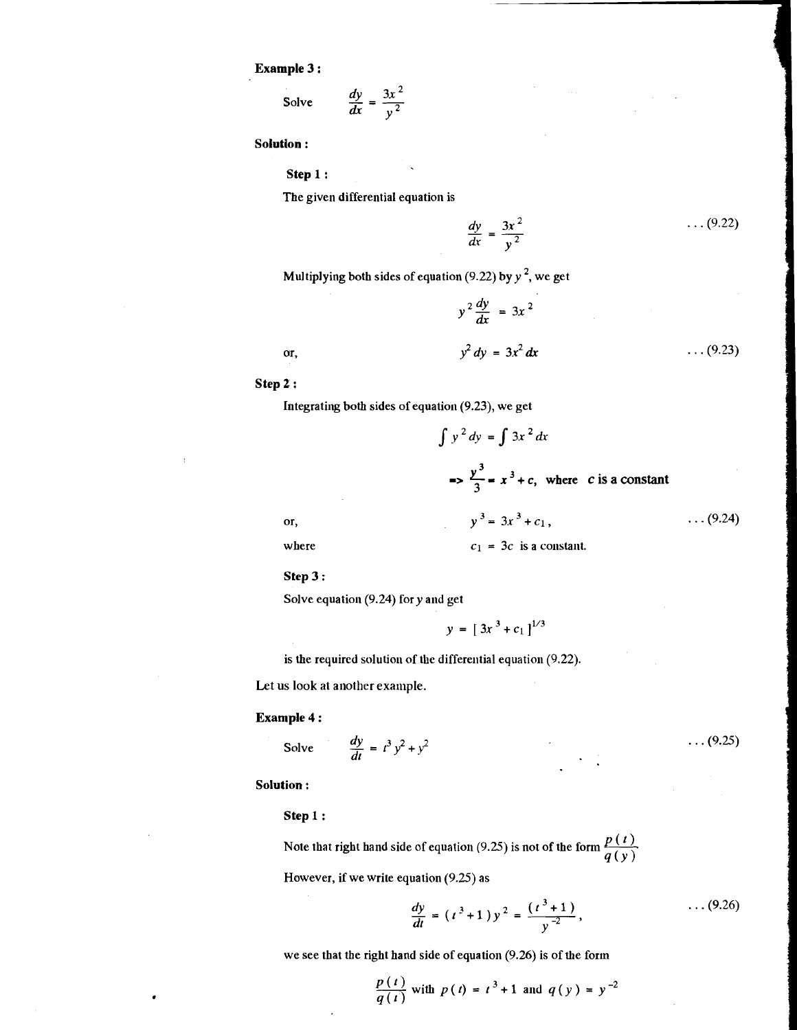**Example 3 :**

Solve $\dfrac{dy}{dx} = \dfrac{3x^2}{y^2}$

**Solution :**

**Step 1 :**

The given differential equation is

$$\frac{dy}{dx} = \frac{3x^2}{y^2} \qquad \ldots (9.22)$$

Multiplying both sides of equation (9.22) by $y^2$, we get

$$y^2 \frac{dy}{dx} = 3x^2$$

or,

$$y^2\, dy = 3x^2\, dx \qquad \ldots (9.23)$$

**Step 2 :**

Integrating both sides of equation (9.23), we get

$$\int y^2\, dy = \int 3x^2\, dx$$

$$\Rightarrow \frac{y^3}{3} = x^3 + c, \text{ where } c \text{ is a constant}$$

or,

$$y^3 = 3x^3 + c_1, \qquad \ldots (9.24)$$

where $c_1 = 3c$ is a constant.

**Step 3 :**

Solve equation (9.24) for $y$ and get

$$y = [\,3x^3 + c_1\,]^{1/3}$$

is the required solution of the differential equation (9.22).

Let us look at another example.

**Example 4 :**

Solve $\dfrac{dy}{dt} = t^3 y^2 + y^2 \qquad \ldots (9.25)$

**Solution :**

**Step 1 :**

Note that right hand side of equation (9.25) is not of the form $\dfrac{p(t)}{q(y)}$

However, if we write equation (9.25) as

$$\frac{dy}{dt} = (t^3 + 1)\, y^2 = \frac{(t^3 + 1)}{y^{-2}}, \qquad \ldots (9.26)$$

we see that the right hand side of equation (9.26) is of the form

$$\frac{p(t)}{q(t)} \text{ with } p(t) = t^3 + 1 \text{ and } q(y) = y^{-2}$$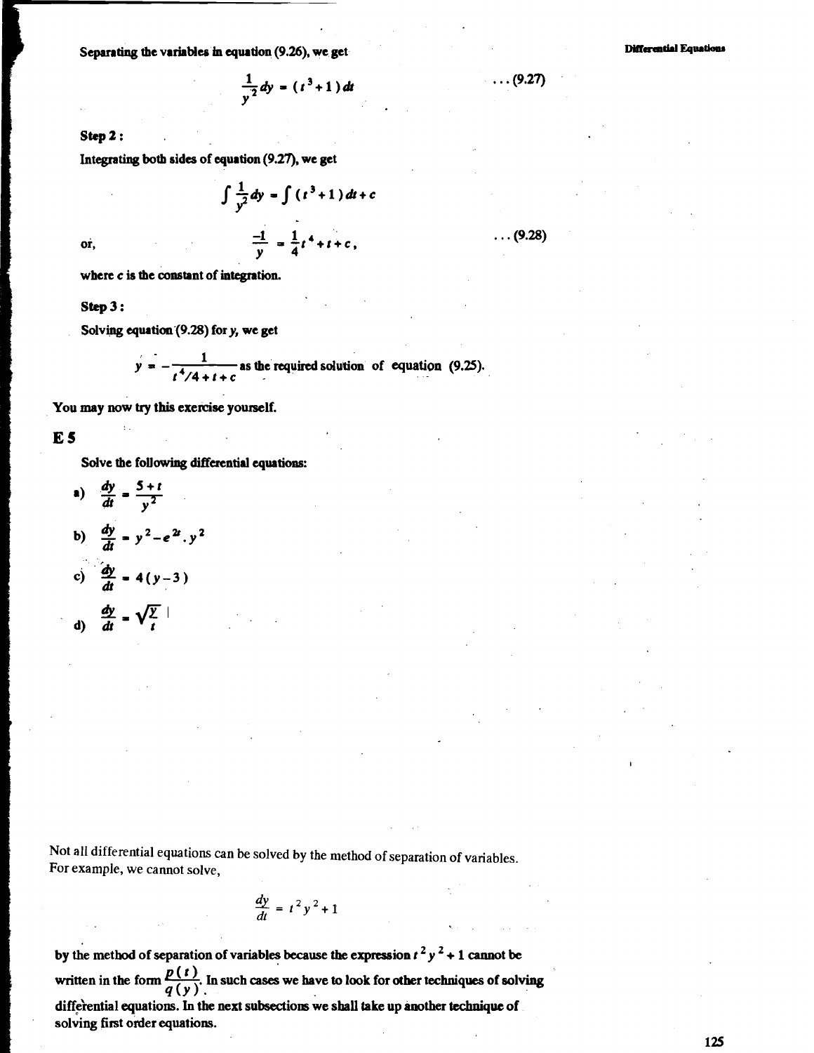Separating the variables in equation (9.26), we get

$$\frac{1}{y^2}dy = (t^3+1)\,dt \qquad \ldots (9.27)$$

**Step 2 :**

Integrating both sides of equation (9.27), we get

$$\int \frac{1}{y^2}dy = \int (t^3+1)\,dt + c$$

or,

$$\frac{-1}{y} = \frac{1}{4}t^4 + t + c, \qquad \ldots (9.28)$$

where $c$ is the constant of integration.

**Step 3 :**

Solving equation (9.28) for $y$, we get

$$y = -\frac{1}{t^4/4 + t + c}$$ as the required solution of equation (9.25).

You may now try this exercise yourself.

## E 5

Solve the following differential equations:

a) $\dfrac{dy}{dt} = \dfrac{5+t}{y^2}$

b) $\dfrac{dy}{dt} = y^2 - e^{2t}.y^2$

c) $\dfrac{dy}{dt} = 4(y-3)$

d) $\dfrac{dy}{dt} = \sqrt{\dfrac{y}{t}}$

Not all differential equations can be solved by the method of separation of variables. For example, we cannot solve,

$$\frac{dy}{dt} = t^2y^2 + 1$$

by the method of separation of variables because the expression $t^2y^2 + 1$ cannot be written in the form $\dfrac{p(t)}{q(y)}$. In such cases we have to look for other techniques of solving differential equations. In the next subsections we shall take up another technique of solving first order equations.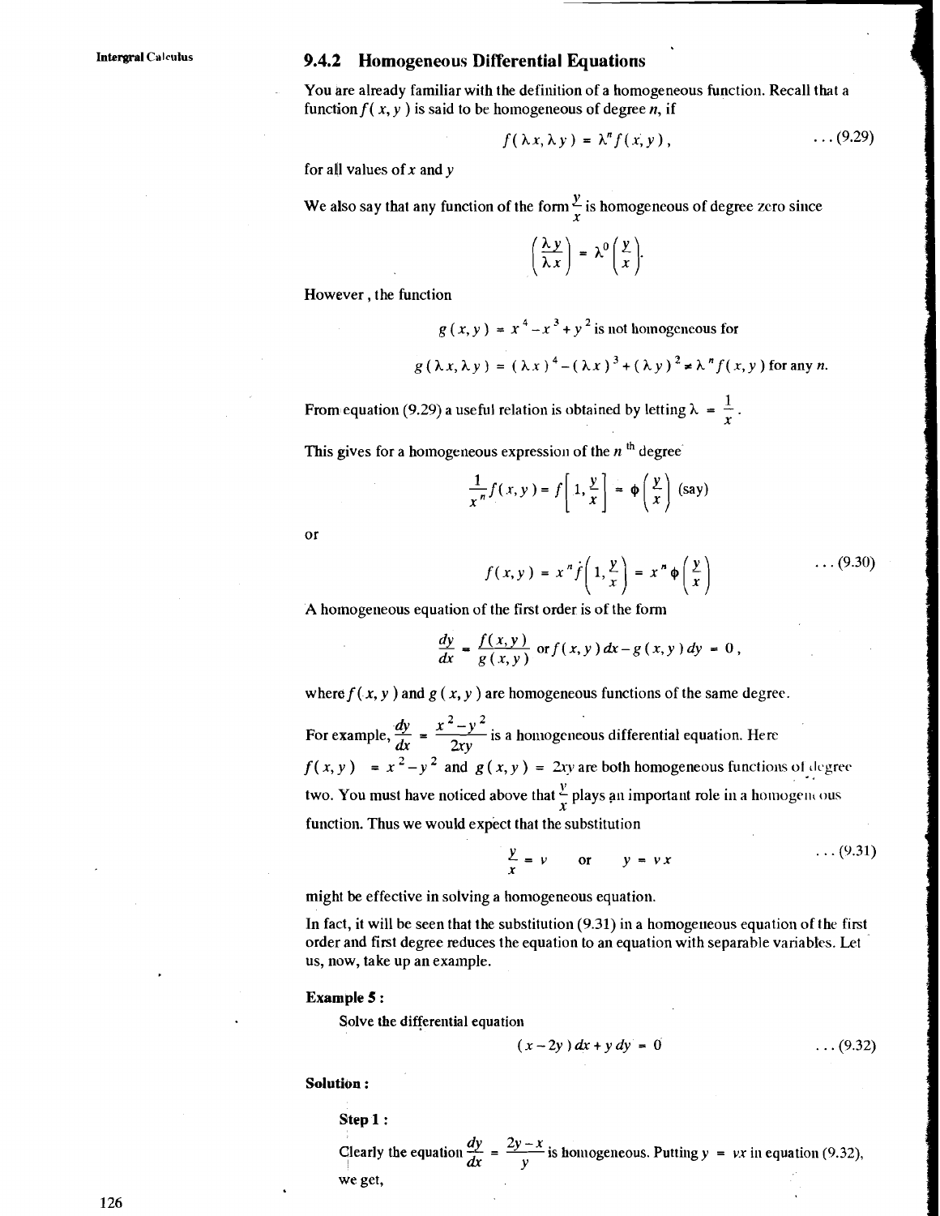## 9.4.2 Homogeneous Differential Equations

You are already familiar with the definition of a homogeneous function. Recall that a function $f(x, y)$ is said to be homogeneous of degree $n$, if

$$f(\lambda x, \lambda y) = \lambda^n f(x, y), \qquad \ldots (9.29)$$

for all values of $x$ and $y$

We also say that any function of the form $\frac{y}{x}$ is homogeneous of degree zero since

$$\left(\frac{\lambda y}{\lambda x}\right) = \lambda^0 \left(\frac{y}{x}\right).$$

However, the function

$$g(x, y) = x^4 - x^3 + y^2 \text{ is not homogeneous for}$$

$$g(\lambda x, \lambda y) = (\lambda x)^4 - (\lambda x)^3 + (\lambda y)^2 \neq \lambda^n f(x, y) \text{ for any } n.$$

From equation (9.29) a useful relation is obtained by letting $\lambda = \frac{1}{x}$.

This gives for a homogeneous expression of the $n^{\text{th}}$ degree

$$\frac{1}{x^n} f(x, y) = f\left[1, \frac{y}{x}\right] = \phi\left(\frac{y}{x}\right) \text{ (say)}$$

or

$$f(x, y) = x^n f\left(1, \frac{y}{x}\right) = x^n \phi\left(\frac{y}{x}\right) \qquad \ldots (9.30)$$

A homogeneous equation of the first order is of the form

$$\frac{dy}{dx} = \frac{f(x, y)}{g(x, y)} \text{ or } f(x, y)\,dx - g(x, y)\,dy = 0,$$

where $f(x, y)$ and $g(x, y)$ are homogeneous functions of the same degree.

For example, $\frac{dy}{dx} = \frac{x^2 - y^2}{2xy}$ is a homogeneous differential equation. Here $f(x, y) = x^2 - y^2$ and $g(x, y) = 2xy$ are both homogeneous functions of degree two. You must have noticed above that $\frac{y}{x}$ plays an important role in a homogeneous function. Thus we would expect that the substitution

$$\frac{y}{x} = v \quad \text{or} \quad y = vx \qquad \ldots (9.31)$$

might be effective in solving a homogeneous equation.

In fact, it will be seen that the substitution (9.31) in a homogeneous equation of the first order and first degree reduces the equation to an equation with separable variables. Let us, now, take up an example.

**Example 5 :**

Solve the differential equation

$$(x - 2y)\,dx + y\,dy = 0 \qquad \ldots (9.32)$$

**Solution :**

**Step 1 :**

Clearly the equation $\frac{dy}{dx} = \frac{2y - x}{y}$ is homogeneous. Putting $y = vx$ in equation (9.32), we get,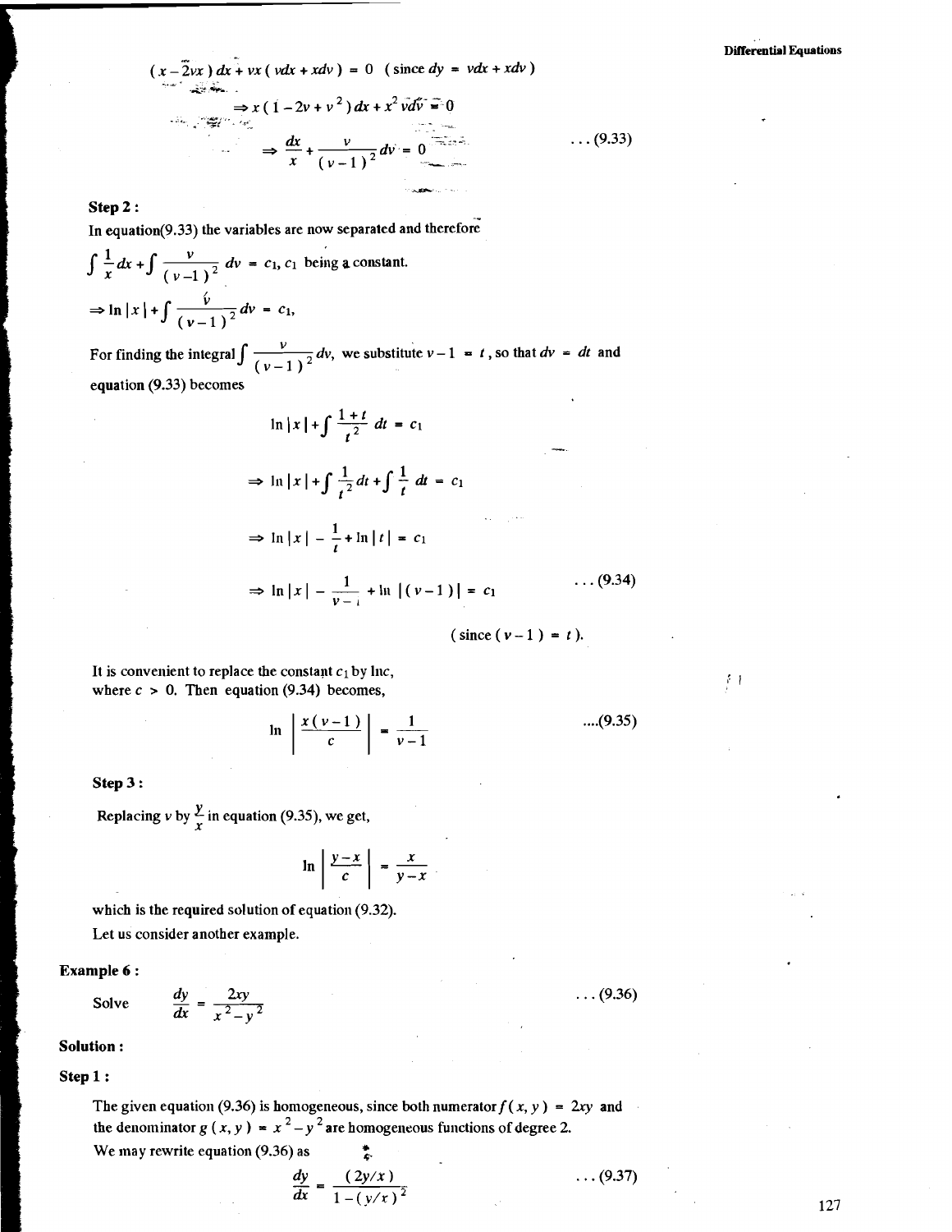$$(x - 2vx)\,dx + vx\,(v dx + x dv) = 0 \quad (\text{since } dy = v dx + x dv)$$

$$\Rightarrow x\,(1 - 2v + v^2)\,dx + x^2 v\,dv = 0$$

$$\Rightarrow \frac{dx}{x} + \frac{v}{(v-1)^2}\,dv = 0 \qquad \ldots (9.33)$$

**Step 2 :**

In equation(9.33) the variables are now separated and therefore

$\int \frac{1}{x}\,dx + \int \frac{v}{(v-1)^2}\,dv = c_1$, $c_1$ being a constant.

$\Rightarrow \ln|x| + \int \frac{v}{(v-1)^2}\,dv = c_1$,

For finding the integral $\int \frac{v}{(v-1)^2}\,dv$, we substitute $v - 1 = t$, so that $dv = dt$ and equation (9.33) becomes

$$\ln|x| + \int \frac{1+t}{t^2}\,dt = c_1$$

$$\Rightarrow \ln|x| + \int \frac{1}{t^2}\,dt + \int \frac{1}{t}\,dt = c_1$$

$$\Rightarrow \ln|x| - \frac{1}{t} + \ln|t| = c_1$$

$$\Rightarrow \ln|x| - \frac{1}{v-1} + \ln|(v-1)| = c_1 \qquad \ldots (9.34)$$

(since $(v - 1) = t$).

It is convenient to replace the constant $c_1$ by $\ln c$, where $c > 0$. Then equation (9.34) becomes,

$$\ln\left|\frac{x(v-1)}{c}\right| = \frac{1}{v-1} \qquad \ldots (9.35)$$

**Step 3 :**

Replacing $v$ by $\frac{y}{x}$ in equation (9.35), we get,

$$\ln\left|\frac{y-x}{c}\right| = \frac{x}{y-x}$$

which is the required solution of equation (9.32).

Let us consider another example.

**Example 6 :**

Solve $\quad \frac{dy}{dx} = \frac{2xy}{x^2 - y^2} \qquad \ldots (9.36)$

**Solution :**

**Step 1 :**

The given equation (9.36) is homogeneous, since both numerator $f(x, y) = 2xy$ and the denominator $g(x, y) = x^2 - y^2$ are homogeneous functions of degree 2.

We may rewrite equation (9.36) as

$$\frac{dy}{dx} = \frac{(2y/x)}{1 - (y/x)^2} \qquad \ldots (9.37)$$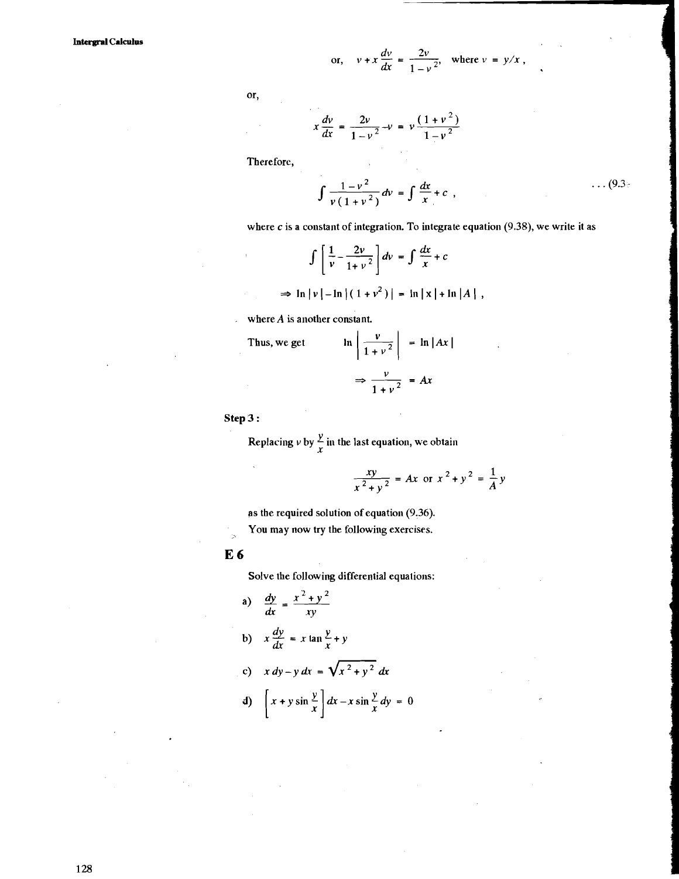or, $\quad v + x\dfrac{dv}{dx} = \dfrac{2v}{1-v^2}$, where $v = y/x$ ,

or,

$$x\frac{dv}{dx} = \frac{2v}{1-v^2} - v = v\frac{(1+v^2)}{1-v^2}$$

Therefore,

$$\int \frac{1-v^2}{v(1+v^2)}dv = \int \frac{dx}{x} + c \,, \qquad \ldots (9.3$$

where $c$ is a constant of integration. To integrate equation (9.38), we write it as

$$\int \left[\frac{1}{v} - \frac{2v}{1+v^2}\right]dv = \int \frac{dx}{x} + c$$

$$\Rightarrow \ln|v| - \ln|(1+v^2)| = \ln|x| + \ln|A| \,,$$

where $A$ is another constant.

Thus, we get $\quad \ln\left|\dfrac{v}{1+v^2}\right| = \ln|Ax|$

$$\Rightarrow \frac{v}{1+v^2} = Ax$$

**Step 3 :**

Replacing $v$ by $\dfrac{y}{x}$ in the last equation, we obtain

$$\frac{xy}{x^2+y^2} = Ax \text{ or } x^2 + y^2 = \frac{1}{A}y$$

as the required solution of equation (9.36).

You may now try the following exercises.

## E 6

Solve the following differential equations:

a) $\dfrac{dy}{dx} = \dfrac{x^2+y^2}{xy}$

b) $x\dfrac{dy}{dx} = x\tan\dfrac{y}{x} + y$

c) $x\,dy - y\,dx = \sqrt{x^2+y^2}\,dx$

d) $\left[x + y\sin\dfrac{y}{x}\right]dx - x\sin\dfrac{y}{x}dy = 0$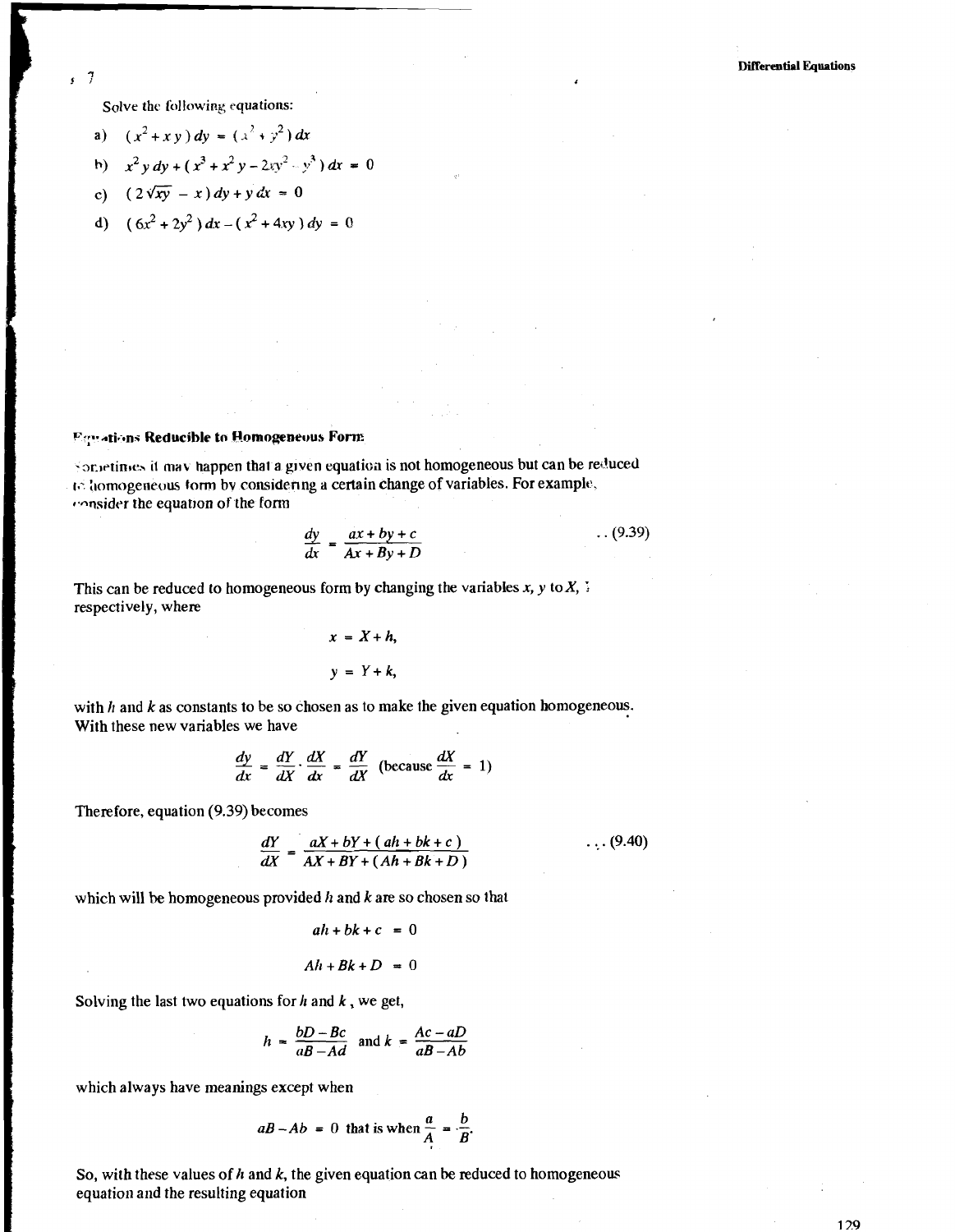7

Solve the following equations:

a) $(x^2 + xy)\,dy = (x^2 + y^2)\,dx$

b) $x^2 y\,dy + (x^3 + x^2 y - 2xy^2 - y^3)\,dx = 0$

c) $(2\sqrt{xy} - x)\,dy + y\,dx = 0$

d) $(6x^2 + 2y^2)\,dx - (x^2 + 4xy)\,dy = 0$

### Equations Reducible to Homogeneous Form

Sometimes it may happen that a given equation is not homogeneous but can be reduced to homogeneous form by considering a certain change of variables. For example, consider the equation of the form

$$\frac{dy}{dx} = \frac{ax + by + c}{Ax + By + D} \qquad \text{..(9.39)}$$

This can be reduced to homogeneous form by changing the variables $x$, $y$ to $X$, $Y$ respectively, where

$$x = X + h,$$

$$y = Y + k,$$

with $h$ and $k$ as constants to be so chosen as to make the given equation homogeneous. With these new variables we have

$$\frac{dy}{dx} = \frac{dY}{dX} \cdot \frac{dX}{dx} = \frac{dY}{dX} \quad (\text{because } \frac{dX}{dx} = 1)$$

Therefore, equation (9.39) becomes

$$\frac{dY}{dX} = \frac{aX + bY + (ah + bk + c)}{AX + BY + (Ah + Bk + D)} \qquad \text{...(9.40)}$$

which will be homogeneous provided $h$ and $k$ are so chosen so that

$$ah + bk + c = 0$$

$$Ah + Bk + D = 0$$

Solving the last two equations for $h$ and $k$, we get,

$$h = \frac{bD - Bc}{aB - Ad} \text{ and } k = \frac{Ac - aD}{aB - Ab}$$

which always have meanings except when

$$aB - Ab = 0 \text{ that is when } \frac{a}{A} = \frac{b}{B}.$$

So, with these values of $h$ and $k$, the given equation can be reduced to homogeneous equation and the resulting equation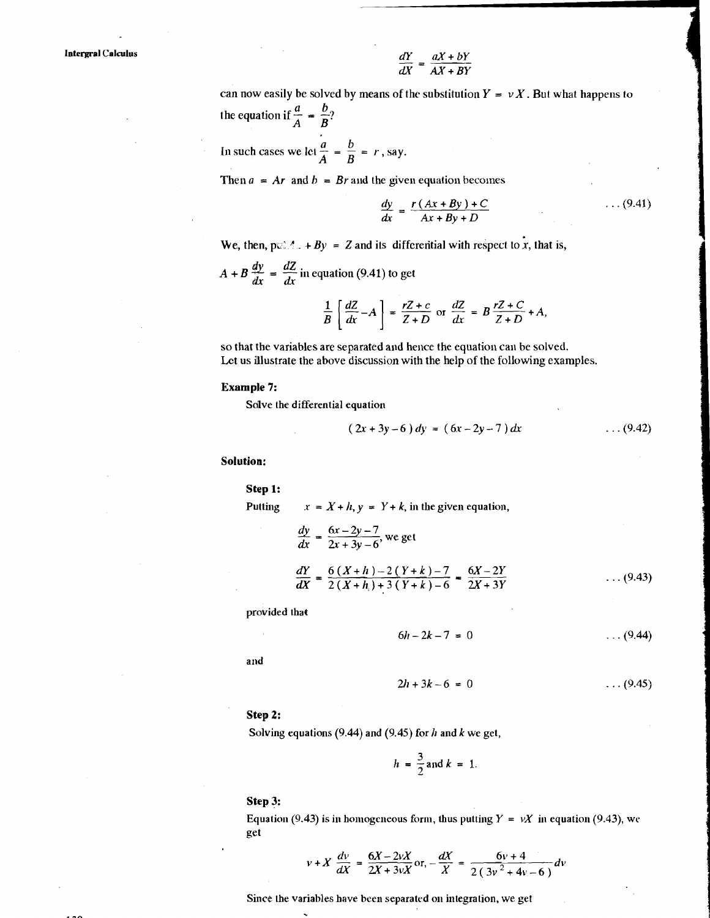$$\frac{dY}{dX} = \frac{aX + bY}{AX + BY}$$

can now easily be solved by means of the substitution $Y = vX$. But what happens to the equation if $\frac{a}{A} = \frac{b}{B}$?

In such cases we let $\frac{a}{A} = \frac{b}{B} = r$, say.

Then $a = Ar$ and $b = Br$ and the given equation becomes

$$\frac{dy}{dx} = \frac{r(Ax + By) + C}{Ax + By + D} \qquad \ldots (9.41)$$

We, then, put $Ax + By = Z$ and its differential with respect to $x$, that is,

$A + B\frac{dy}{dx} = \frac{dZ}{dx}$ in equation (9.41) to get

$$\frac{1}{B}\left[\frac{dZ}{dx} - A\right] = \frac{rZ + c}{Z + D} \text{ or } \frac{dZ}{dx} = B\frac{rZ + C}{Z + D} + A,$$

so that the variables are separated and hence the equation can be solved.
Let us illustrate the above discussion with the help of the following examples.

**Example 7:**

Solve the differential equation

$$(2x + 3y - 6)\,dy = (6x - 2y - 7)\,dx \qquad \ldots (9.42)$$

**Solution:**

**Step 1:**

Putting $x = X + h, y = Y + k$, in the given equation,

$\frac{dy}{dx} = \frac{6x - 2y - 7}{2x + 3y - 6}$, we get

$$\frac{dY}{dX} = \frac{6(X + h) - 2(Y + k) - 7}{2(X + h) + 3(Y + k) - 6} = \frac{6X - 2Y}{2X + 3Y} \qquad \ldots (9.43)$$

provided that

$$6h - 2k - 7 = 0 \qquad \ldots (9.44)$$

and

$$2h + 3k - 6 = 0 \qquad \ldots (9.45)$$

**Step 2:**

Solving equations (9.44) and (9.45) for $h$ and $k$ we get,

$$h = \frac{3}{2} \text{ and } k = 1.$$

**Step 3:**

Equation (9.43) is in homogeneous form, thus putting $Y = vX$ in equation (9.43), we get

$$v + X\frac{dv}{dX} = \frac{6X - 2vX}{2X + 3vX} \text{ or, } -\frac{dX}{X} = \frac{6v + 4}{2(3v^2 + 4v - 6)}dv$$

Since the variables have been separated on integration, we get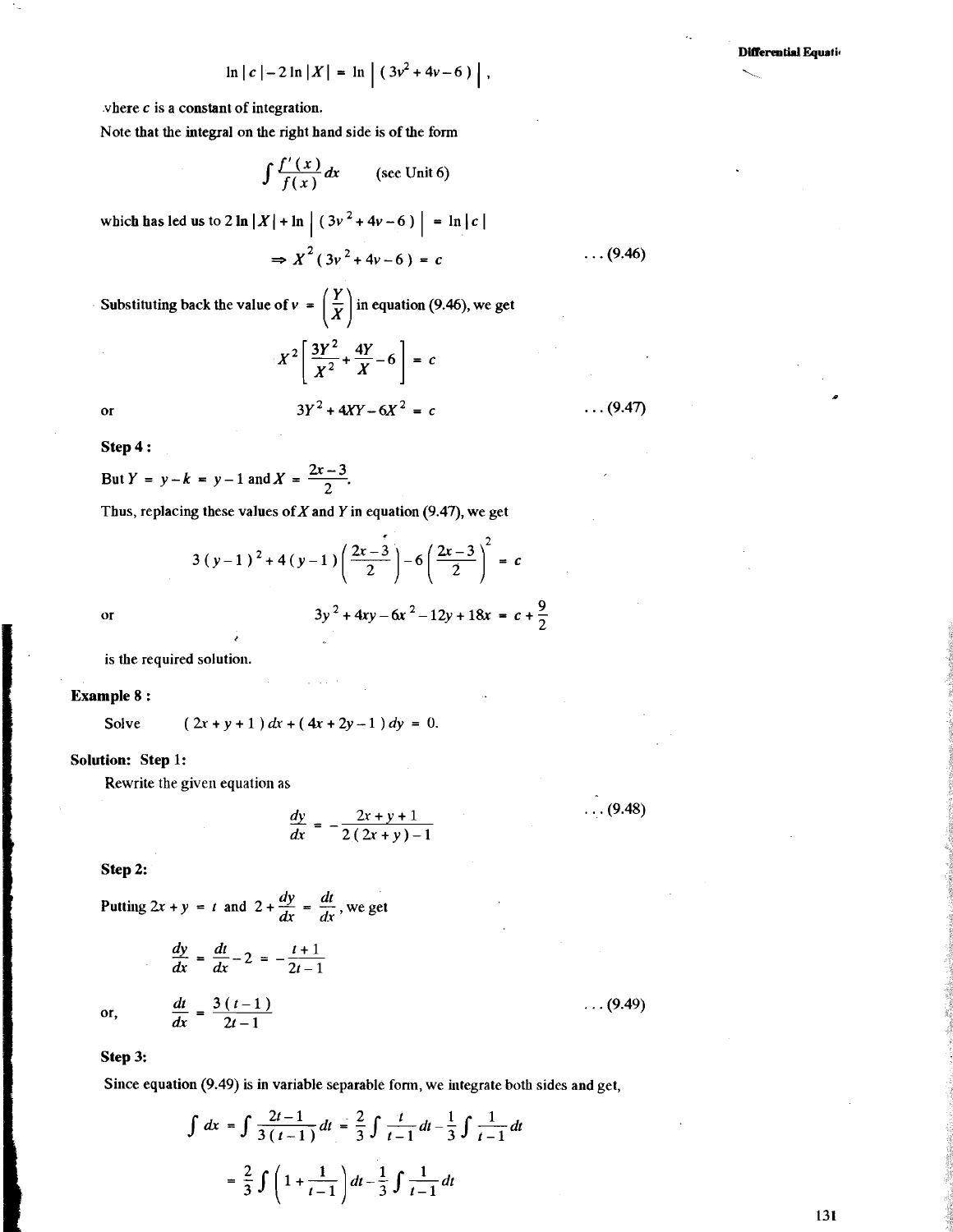$$\ln|c| - 2\ln|X| = \ln\left|(3v^2 + 4v - 6)\right|,$$

where $c$ is a constant of integration.

Note that the integral on the right hand side is of the form

$$\int \frac{f'(x)}{f(x)} dx \qquad \text{(see Unit 6)}$$

which has led us to $2\ln|X| + \ln\left|(3v^2 + 4v - 6)\right| = \ln|c|$

$$\Rightarrow X^2(3v^2 + 4v - 6) = c \qquad \ldots (9.46)$$

Substituting back the value of $v = \left(\frac{Y}{X}\right)$ in equation (9.46), we get

$$X^2\left[\frac{3Y^2}{X^2} + \frac{4Y}{X} - 6\right] = c$$

or

$$3Y^2 + 4XY - 6X^2 = c \qquad \ldots (9.47)$$

**Step 4 :**

But $Y = y - k = y - 1$ and $X = \frac{2x-3}{2}$.

Thus, replacing these values of $X$ and $Y$ in equation (9.47), we get

$$3(y-1)^2 + 4(y-1)\left(\frac{2x-3}{2}\right) - 6\left(\frac{2x-3}{2}\right)^2 = c$$

or

$$3y^2 + 4xy - 6x^2 - 12y + 18x = c + \frac{9}{2}$$

is the required solution.

**Example 8 :**

Solve $\quad (2x + y + 1)\,dx + (4x + 2y - 1)\,dy = 0.$

**Solution: Step 1:**

Rewrite the given equation as

$$\frac{dy}{dx} = -\frac{2x + y + 1}{2(2x + y) - 1} \qquad \ldots (9.48)$$

**Step 2:**

Putting $2x + y = t$ and $2 + \frac{dy}{dx} = \frac{dt}{dx}$, we get

$$\frac{dy}{dx} = \frac{dt}{dx} - 2 = -\frac{t+1}{2t-1}$$

or,

$$\frac{dt}{dx} = \frac{3(t-1)}{2t-1} \qquad \ldots (9.49)$$

**Step 3:**

Since equation (9.49) is in variable separable form, we integrate both sides and get,

$$\int dx = \int \frac{2t-1}{3(t-1)} dt = \frac{2}{3}\int \frac{t}{t-1} dt - \frac{1}{3}\int \frac{1}{t-1} dt$$

$$= \frac{2}{3}\int \left(1 + \frac{1}{t-1}\right) dt - \frac{1}{3}\int \frac{1}{t-1} dt$$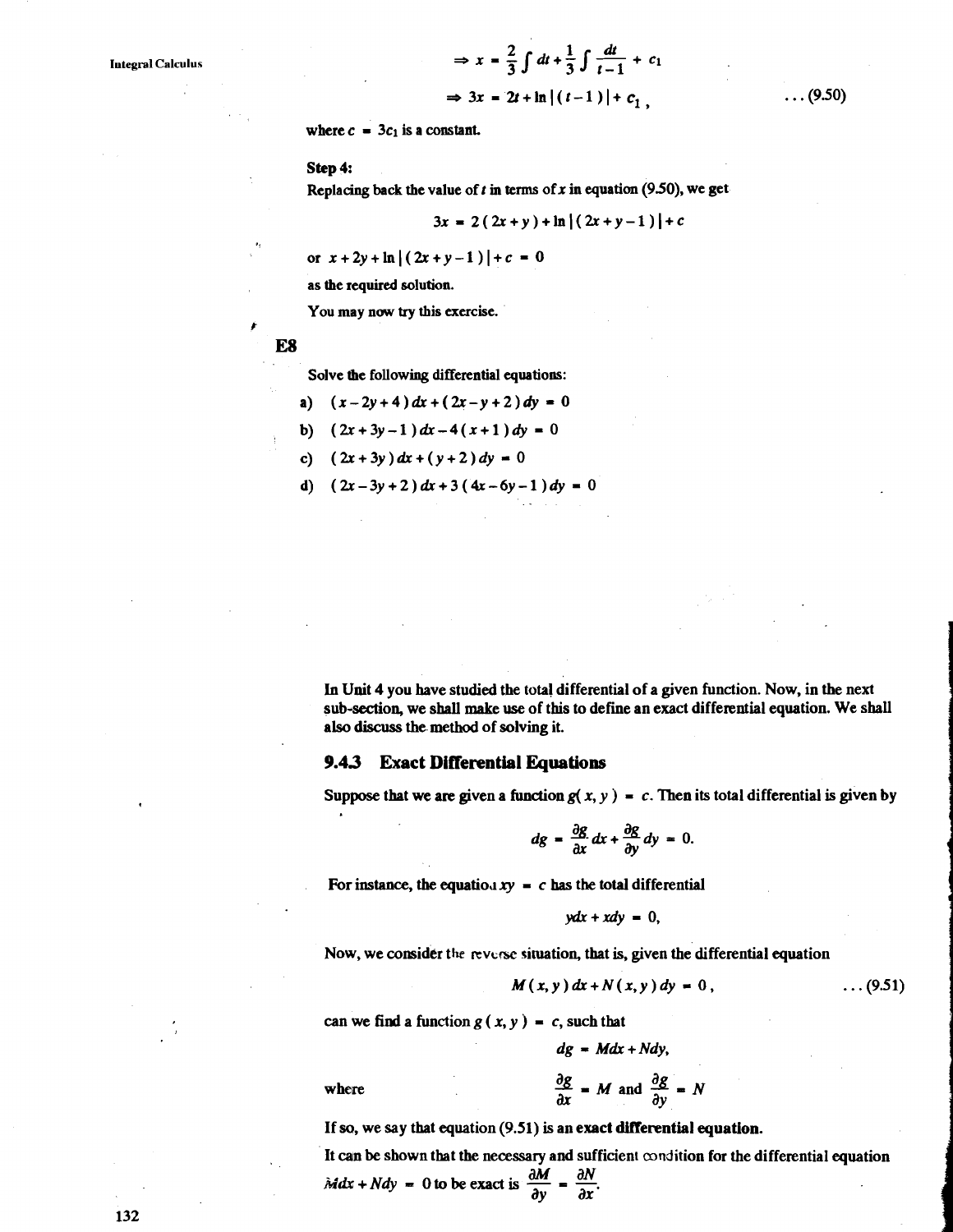$$\Rightarrow x = \frac{2}{3}\int dt + \frac{1}{3}\int \frac{dt}{t-1} + c_1$$

$$\Rightarrow 3x = 2t + \ln|(t-1)| + c_1, \qquad \ldots(9.50)$$

where $c = 3c_1$ is a constant.

**Step 4:**

Replacing back the value of $t$ in terms of $x$ in equation (9.50), we get

$$3x = 2(2x+y) + \ln|(2x+y-1)| + c$$

or $x + 2y + \ln|(2x+y-1)| + c = 0$

as the required solution.

You may now try this exercise.

## E8

Solve the following differential equations:

a) $(x-2y+4)\,dx + (2x-y+2)\,dy = 0$

b) $(2x+3y-1)\,dx - 4(x+1)\,dy = 0$

c) $(2x+3y)\,dx + (y+2)\,dy = 0$

d) $(2x-3y+2)\,dx + 3(4x-6y-1)\,dy = 0$

In Unit 4 you have studied the total differential of a given function. Now, in the next sub-section, we shall make use of this to define an exact differential equation. We shall also discuss the method of solving it.

### 9.4.3 Exact Differential Equations

Suppose that we are given a function $g(x, y) = c$. Then its total differential is given by

$$dg = \frac{\partial g}{\partial x}dx + \frac{\partial g}{\partial y}dy = 0.$$

For instance, the equation $xy = c$ has the total differential

$$ydx + xdy = 0,$$

Now, we consider the reverse situation, that is, given the differential equation

$$M(x,y)\,dx + N(x,y)\,dy = 0, \qquad \ldots(9.51)$$

can we find a function $g(x, y) = c$, such that

$$dg = Mdx + Ndy,$$

where

$$\frac{\partial g}{\partial x} = M \text{ and } \frac{\partial g}{\partial y} = N$$

If so, we say that equation (9.51) is an **exact differential equation**.

It can be shown that the necessary and sufficient condition for the differential equation $Mdx + Ndy = 0$ to be exact is $\frac{\partial M}{\partial y} = \frac{\partial N}{\partial x}$.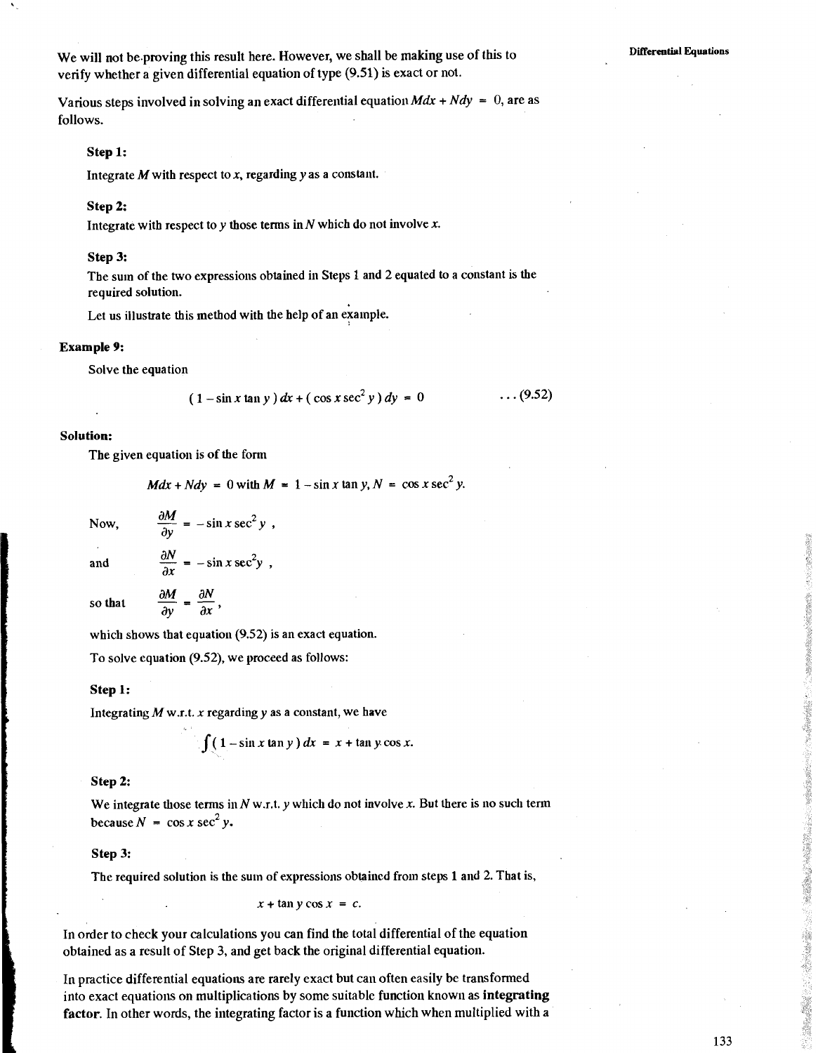We will not be proving this result here. However, we shall be making use of this to verify whether a given differential equation of type (9.51) is exact or not.

Various steps involved in solving an exact differential equation $Mdx + Ndy = 0$, are as follows.

**Step 1:**

Integrate $M$ with respect to $x$, regarding $y$ as a constant.

**Step 2:**

Integrate with respect to $y$ those terms in $N$ which do not involve $x$.

**Step 3:**

The sum of the two expressions obtained in Steps 1 and 2 equated to a constant is the required solution.

Let us illustrate this method with the help of an example.

**Example 9:**

Solve the equation

$$(1 - \sin x \tan y)\, dx + (\cos x \sec^2 y)\, dy = 0 \qquad \ldots (9.52)$$

**Solution:**

The given equation is of the form

$$Mdx + Ndy = 0 \text{ with } M = 1 - \sin x \tan y, N = \cos x \sec^2 y.$$

Now, $\quad \dfrac{\partial M}{\partial y} = -\sin x \sec^2 y$ ,

and $\quad \dfrac{\partial N}{\partial x} = -\sin x \sec^2 y$ ,

so that $\quad \dfrac{\partial M}{\partial y} = \dfrac{\partial N}{\partial x}$,

which shows that equation (9.52) is an exact equation.

To solve equation (9.52), we proceed as follows:

**Step 1:**

Integrating $M$ w.r.t. $x$ regarding $y$ as a constant, we have

$$\int (1 - \sin x \tan y)\, dx = x + \tan y . \cos x.$$

**Step 2:**

We integrate those terms in $N$ w.r.t. $y$ which do not involve $x$. But there is no such term because $N = \cos x \sec^2 y$.

**Step 3:**

The required solution is the sum of expressions obtained from steps 1 and 2. That is,

$$x + \tan y \cos x = c.$$

In order to check your calculations you can find the total differential of the equation obtained as a result of Step 3, and get back the original differential equation.

In practice differential equations are rarely exact but can often easily be transformed into exact equations on multiplications by some suitable function known as **integrating factor**. In other words, the integrating factor is a function which when multiplied with a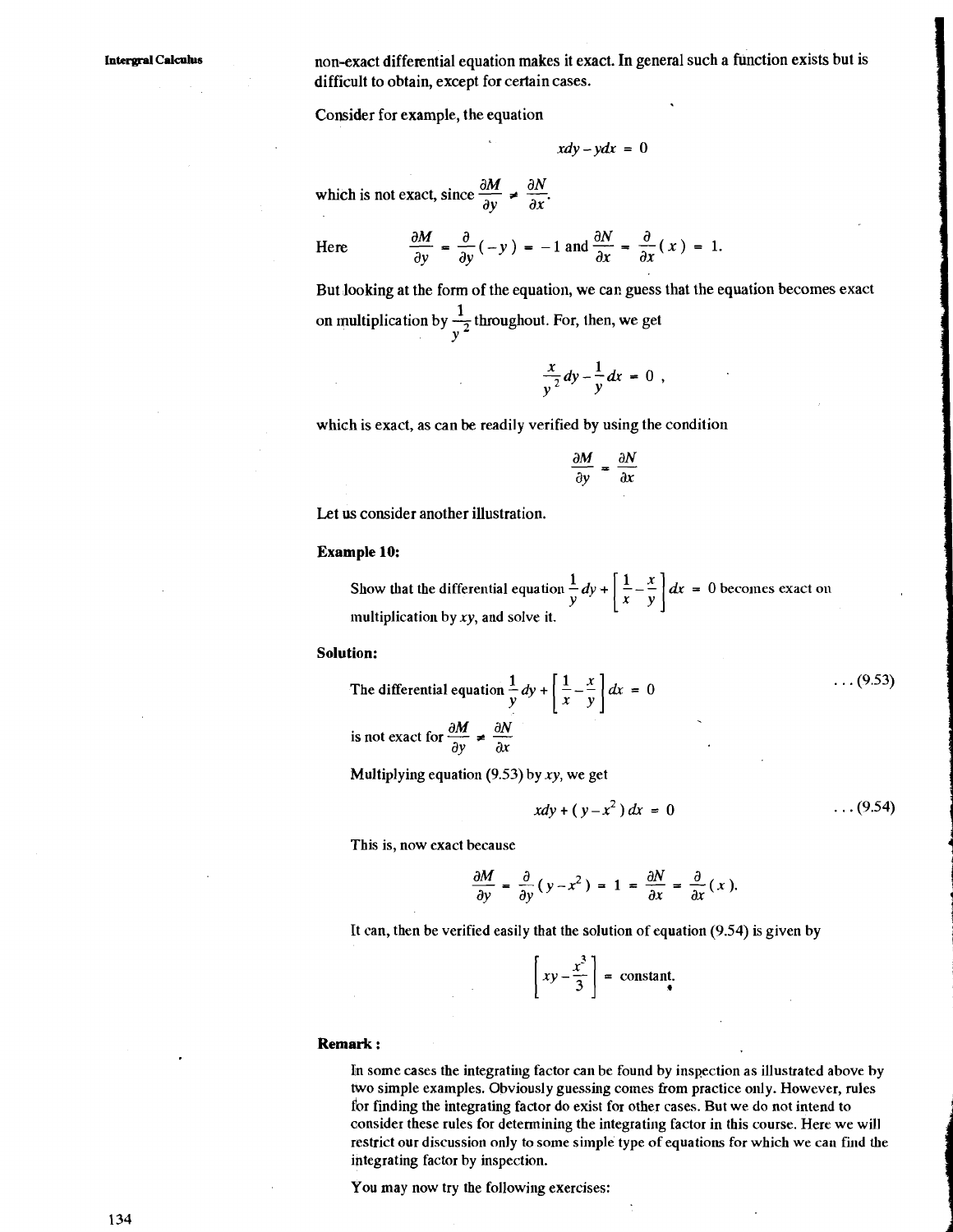non-exact differential equation makes it exact. In general such a function exists but is difficult to obtain, except for certain cases.

Consider for example, the equation

$$xdy - ydx = 0$$

which is not exact, since $\frac{\partial M}{\partial y} \neq \frac{\partial N}{\partial x}$.

Here $\qquad \frac{\partial M}{\partial y} = \frac{\partial}{\partial y}(-y) = -1$ and $\frac{\partial N}{\partial x} = \frac{\partial}{\partial x}(x) = 1.$

But looking at the form of the equation, we can guess that the equation becomes exact on multiplication by $\frac{1}{y^2}$ throughout. For, then, we get

$$\frac{x}{y^2}dy - \frac{1}{y}dx = 0 ,$$

which is exact, as can be readily verified by using the condition

$$\frac{\partial M}{\partial y} = \frac{\partial N}{\partial x}$$

Let us consider another illustration.

**Example 10:**

Show that the differential equation $\frac{1}{y}dy + \left[\frac{1}{x} - \frac{x}{y}\right]dx = 0$ becomes exact on multiplication by $xy$, and solve it.

**Solution:**

The differential equation $\frac{1}{y}dy + \left[\frac{1}{x} - \frac{x}{y}\right]dx = 0 \qquad \ldots (9.53)$

is not exact for $\frac{\partial M}{\partial y} \neq \frac{\partial N}{\partial x}$

Multiplying equation (9.53) by $xy$, we get

$$xdy + (y - x^2)dx = 0 \qquad \ldots (9.54)$$

This is, now exact because

$$\frac{\partial M}{\partial y} = \frac{\partial}{\partial y}(y - x^2) = 1 = \frac{\partial N}{\partial x} = \frac{\partial}{\partial x}(x).$$

It can, then be verified easily that the solution of equation (9.54) is given by

$$\left[xy - \frac{x^3}{3}\right] = \text{constant.}$$

**Remark :**

In some cases the integrating factor can be found by inspection as illustrated above by two simple examples. Obviously guessing comes from practice only. However, rules for finding the integrating factor do exist for other cases. But we do not intend to consider these rules for determining the integrating factor in this course. Here we will restrict our discussion only to some simple type of equations for which we can find the integrating factor by inspection.

You may now try the following exercises: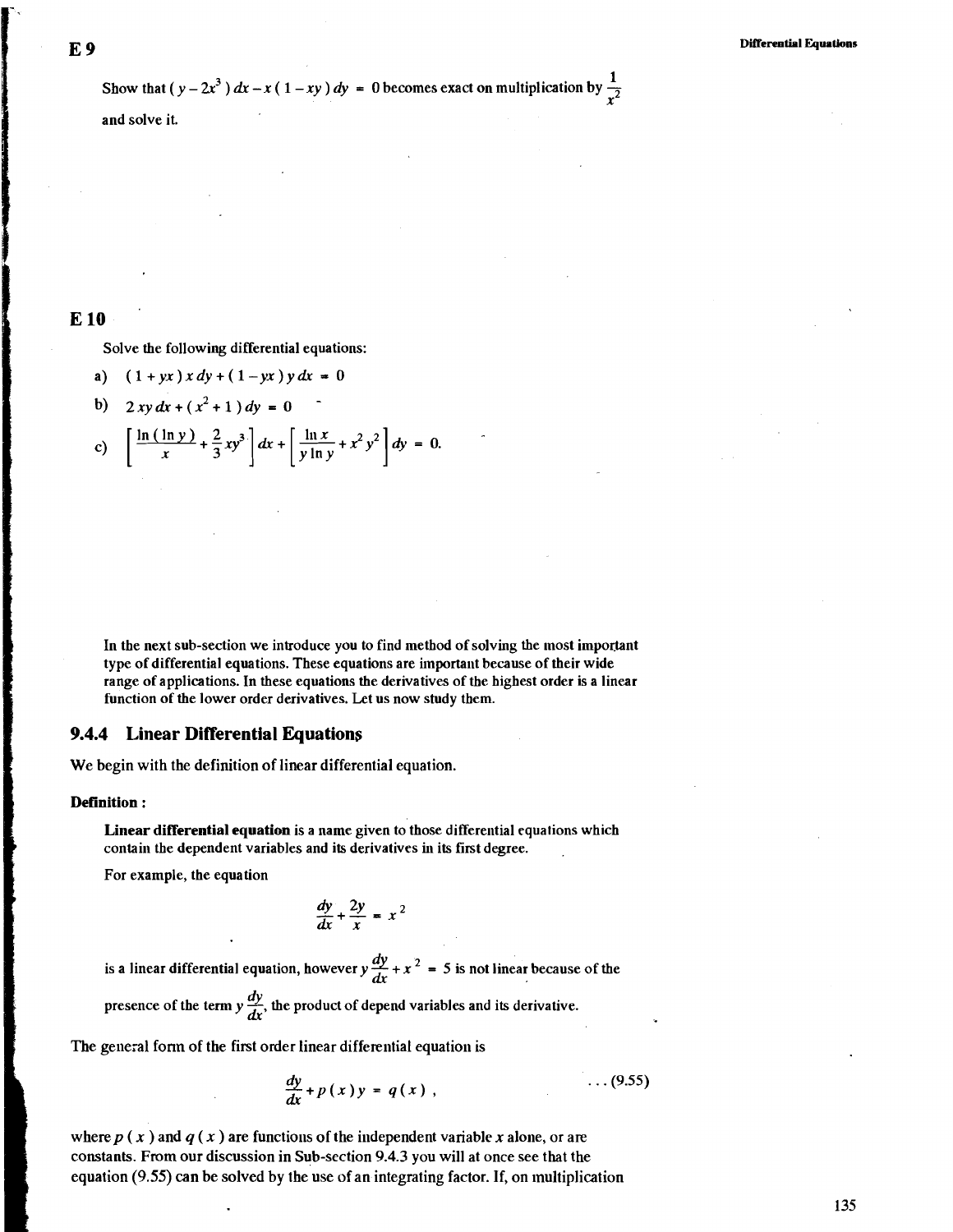## E 9

Show that $(y - 2x^3)\,dx - x(1 - xy)\,dy = 0$ becomes exact on multiplication by $\frac{1}{x^2}$ and solve it.

## E 10

Solve the following differential equations:

a) $(1 + yx)\,x\,dy + (1 - yx)\,y\,dx = 0$

b) $2\,xy\,dx + (x^2 + 1)\,dy = 0$

c) $\left[\frac{\ln(\ln y)}{x} + \frac{2}{3}xy^3\right]dx + \left[\frac{\ln x}{y\ln y} + x^2y^2\right]dy = 0.$

In the next sub-section we introduce you to find method of solving the most important type of differential equations. These equations are important because of their wide range of applications. In these equations the derivatives of the highest order is a linear function of the lower order derivatives. Let us now study them.

### 9.4.4 Linear Differential Equations

We begin with the definition of linear differential equation.

**Definition :**

**Linear differential equation** is a name given to those differential equations which contain the dependent variables and its derivatives in its first degree.

For example, the equation

$$\frac{dy}{dx} + \frac{2y}{x} = x^2$$

is a linear differential equation, however $y\frac{dy}{dx} + x^2 = 5$ is not linear because of the presence of the term $y\frac{dy}{dx}$, the product of depend variables and its derivative.

The general form of the first order linear differential equation is

$$\frac{dy}{dx} + p(x)y = q(x), \qquad \ldots (9.55)$$

where $p(x)$ and $q(x)$ are functions of the independent variable $x$ alone, or are constants. From our discussion in Sub-section 9.4.3 you will at once see that the equation (9.55) can be solved by the use of an integrating factor. If, on multiplication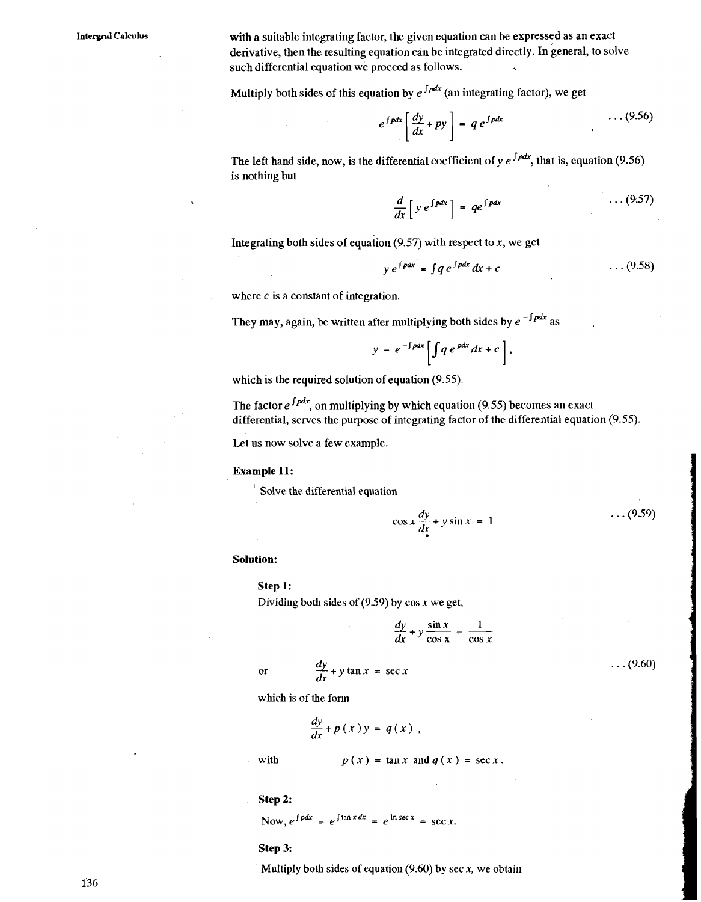with a suitable integrating factor, the given equation can be expressed as an exact derivative, then the resulting equation can be integrated directly. In general, to solve such differential equation we proceed as follows.

Multiply both sides of this equation by $e^{\int p dx}$ (an integrating factor), we get

$$e^{\int p dx}\left[\frac{dy}{dx} + py\right] = q\, e^{\int p dx} \qquad \ldots (9.56)$$

The left hand side, now, is the differential coefficient of $y\, e^{\int p dx}$, that is, equation (9.56) is nothing but

$$\frac{d}{dx}\left[y\, e^{\int p dx}\right] = q e^{\int p dx} \qquad \ldots (9.57)$$

Integrating both sides of equation (9.57) with respect to $x$, we get

$$y\, e^{\int p dx} = \int q\, e^{\int p dx}\, dx + c \qquad \ldots (9.58)$$

where $c$ is a constant of integration.

They may, again, be written after multiplying both sides by $e^{-\int p dx}$ as

$$y = e^{-\int p dx}\left[\int q\, e^{pdx}\, dx + c\right],$$

which is the required solution of equation (9.55).

The factor $e^{\int p dx}$, on multiplying by which equation (9.55) becomes an exact differential, serves the purpose of integrating factor of the differential equation (9.55).

Let us now solve a few example.

**Example 11:**

Solve the differential equation

$$\cos x \frac{dy}{dx} + y \sin x = 1 \qquad \ldots (9.59)$$

**Solution:**

**Step 1:**

Dividing both sides of (9.59) by $\cos x$ we get,

$$\frac{dy}{dx} + y\frac{\sin x}{\cos x} = \frac{1}{\cos x}$$

or

$$\frac{dy}{dx} + y \tan x = \sec x \qquad \ldots (9.60)$$

which is of the form

$$\frac{dy}{dx} + p(x)y = q(x),$$

with

$$p(x) = \tan x \text{ and } q(x) = \sec x.$$

**Step 2:**

Now, $e^{\int p dx} = e^{\int \tan x\, dx} = e^{\ln \sec x} = \sec x.$

**Step 3:**

Multiply both sides of equation (9.60) by $\sec x$, we obtain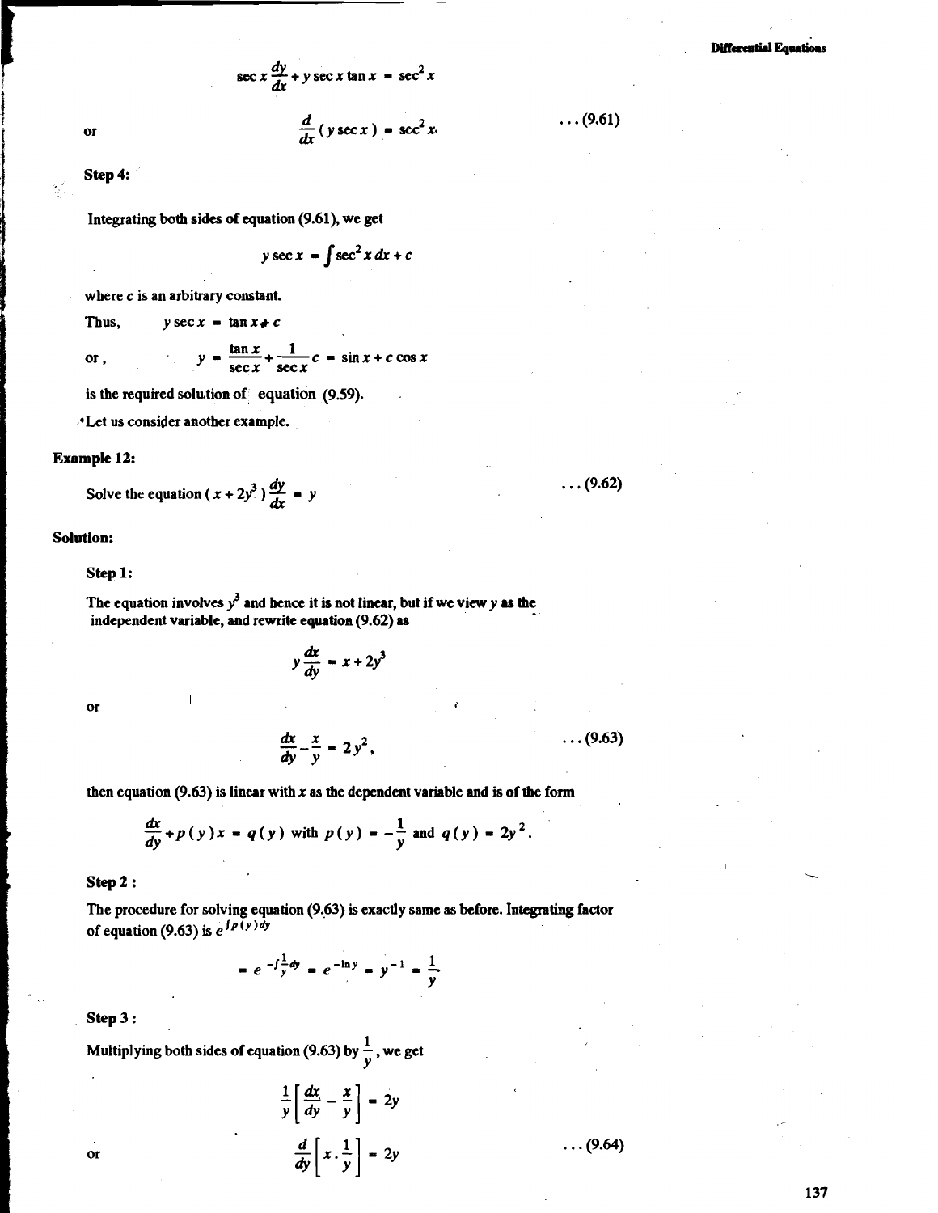$$\sec x \frac{dy}{dx} + y \sec x \tan x = \sec^2 x$$

or
$$\frac{d}{dx}(y \sec x) = \sec^2 x. \qquad \ldots (9.61)$$

**Step 4:**

Integrating both sides of equation (9.61), we get

$$y \sec x = \int \sec^2 x \, dx + c$$

where $c$ is an arbitrary constant.

Thus, $\quad y \sec x = \tan x + c$

or, $$y = \frac{\tan x}{\sec x} + \frac{1}{\sec x} c = \sin x + c \cos x$$

is the required solution of equation (9.59).

Let us consider another example.

**Example 12:**

Solve the equation $(x + 2y^3)\frac{dy}{dx} = y \qquad \ldots (9.62)$

**Solution:**

**Step 1:**

The equation involves $y^3$ and hence it is not linear, but if we view $y$ as the independent variable, and rewrite equation (9.62) as

$$y \frac{dx}{dy} = x + 2y^3$$

or

$$\frac{dx}{dy} - \frac{x}{y} = 2y^2, \qquad \ldots (9.63)$$

then equation (9.63) is linear with $x$ as the dependent variable and is of the form

$$\frac{dx}{dy} + p(y)x = q(y) \text{ with } p(y) = -\frac{1}{y} \text{ and } q(y) = 2y^2.$$

**Step 2 :**

The procedure for solving equation (9.63) is exactly same as before. Integrating factor of equation (9.63) is $e^{\int p(y)dy}$

$$= e^{-\int \frac{1}{y}dy} = e^{-\ln y} = y^{-1} = \frac{1}{y}$$

**Step 3 :**

Multiplying both sides of equation (9.63) by $\frac{1}{y}$, we get

$$\frac{1}{y}\left[\frac{dx}{dy} - \frac{x}{y}\right] = 2y$$

or
$$\frac{d}{dy}\left[x \cdot \frac{1}{y}\right] = 2y \qquad \ldots (9.64)$$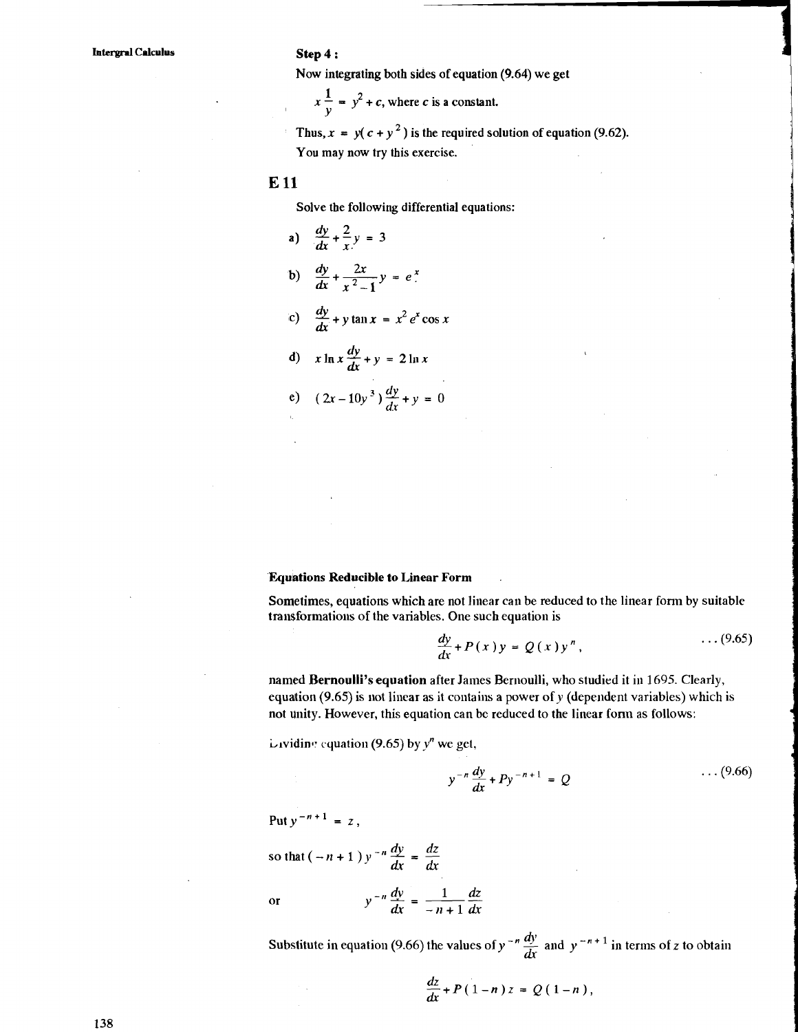**Step 4 :**

Now integrating both sides of equation (9.64) we get

$$x\frac{1}{y} = y^2 + c, \text{ where } c \text{ is a constant.}$$

Thus, $x = y(c + y^2)$ is the required solution of equation (9.62).

You may now try this exercise.

## E 11

Solve the following differential equations:

a) $\frac{dy}{dx} + \frac{2}{x}y = 3$

b) $\frac{dy}{dx} + \frac{2x}{x^2-1}y = e^x$

c) $\frac{dy}{dx} + y\tan x = x^2 e^x \cos x$

d) $x \ln x \frac{dy}{dx} + y = 2 \ln x$

e) $(2x - 10y^3)\frac{dy}{dx} + y = 0$

**Equations Reducible to Linear Form**

Sometimes, equations which are not linear can be reduced to the linear form by suitable transformations of the variables. One such equation is

$$\frac{dy}{dx} + P(x)y = Q(x)y^n, \qquad \ldots (9.65)$$

named **Bernoulli's equation** after James Bernoulli, who studied it in 1695. Clearly, equation (9.65) is not linear as it contains a power of $y$ (dependent variables) which is not unity. However, this equation can be reduced to the linear form as follows:

Dividing equation (9.65) by $y^n$ we get,

$$y^{-n}\frac{dy}{dx} + Py^{-n+1} = Q \qquad \ldots (9.66)$$

Put $y^{-n+1} = z$,

so that $(-n+1)y^{-n}\frac{dy}{dx} = \frac{dz}{dx}$

or $\qquad y^{-n}\frac{dy}{dx} = \frac{1}{-n+1}\frac{dz}{dx}$

Substitute in equation (9.66) the values of $y^{-n}\frac{dy}{dx}$ and $y^{-n+1}$ in terms of $z$ to obtain

$$\frac{dz}{dx} + P(1-n)z = Q(1-n),$$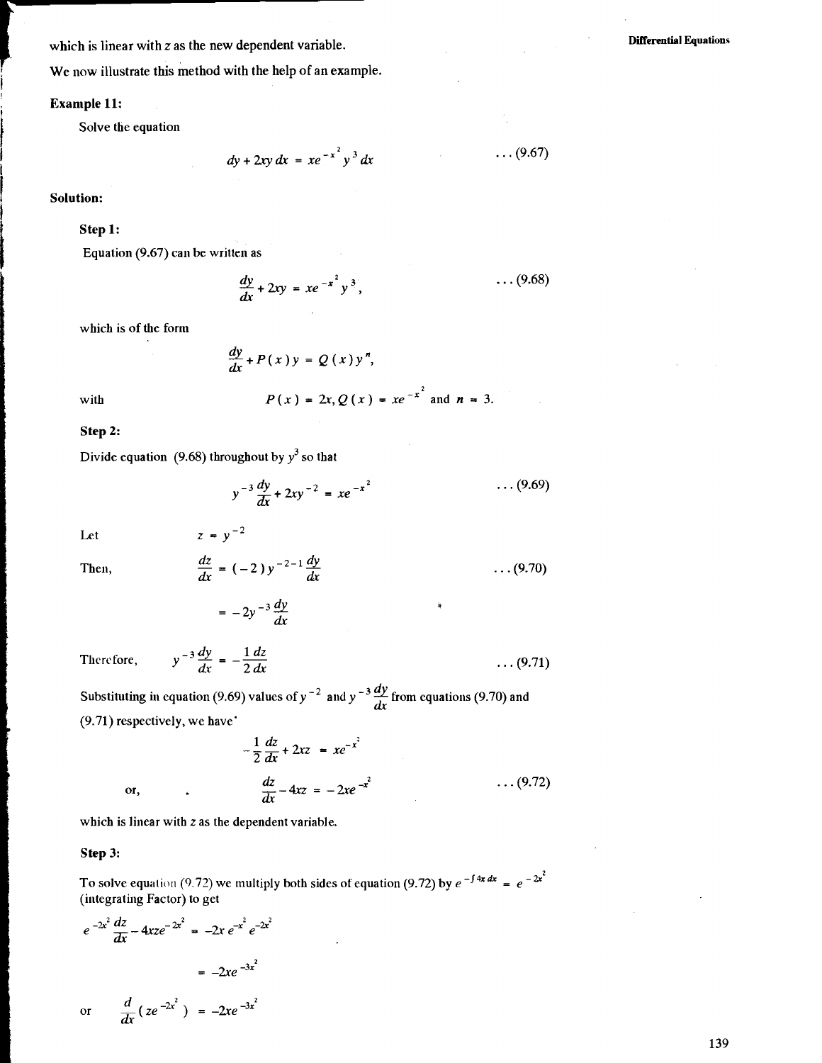which is linear with $z$ as the new dependent variable.

We now illustrate this method with the help of an example.

**Example 11:**

Solve the equation

$$dy + 2xy\,dx = xe^{-x^2} y^3\,dx \qquad \ldots (9.67)$$

**Solution:**

**Step 1:**

Equation (9.67) can be written as

$$\frac{dy}{dx} + 2xy = xe^{-x^2} y^3, \qquad \ldots (9.68)$$

which is of the form

$$\frac{dy}{dx} + P(x)y = Q(x)y^n,$$

with $\qquad P(x) = 2x, Q(x) = xe^{-x^2}$ and $n = 3$.

**Step 2:**

Divide equation (9.68) throughout by $y^3$ so that

$$y^{-3}\frac{dy}{dx} + 2xy^{-2} = xe^{-x^2} \qquad \ldots (9.69)$$

Let $\qquad z = y^{-2}$

Then,

$$\frac{dz}{dx} = (-2)y^{-2-1}\frac{dy}{dx} \qquad \ldots (9.70)$$

$$= -2y^{-3}\frac{dy}{dx}$$

Therefore,

$$y^{-3}\frac{dy}{dx} = -\frac{1}{2}\frac{dz}{dx} \qquad \ldots (9.71)$$

Substituting in equation (9.69) values of $y^{-2}$ and $y^{-3}\frac{dy}{dx}$ from equations (9.70) and (9.71) respectively, we have

$$-\frac{1}{2}\frac{dz}{dx} + 2xz = xe^{-x^2}$$

or,

$$\frac{dz}{dx} - 4xz = -2xe^{-x^2} \qquad \ldots (9.72)$$

which is linear with $z$ as the dependent variable.

**Step 3:**

To solve equation (9.72) we multiply both sides of equation (9.72) by $e^{-\int 4x\,dx} = e^{-2x^2}$ (integrating Factor) to get

$$e^{-2x^2}\frac{dz}{dx} - 4xze^{-2x^2} = -2x\,e^{-x^2}e^{-2x^2}$$

$$= -2xe^{-3x^2}$$

or

$$\frac{d}{dx}(ze^{-2x^2}) = -2xe^{-3x^2}$$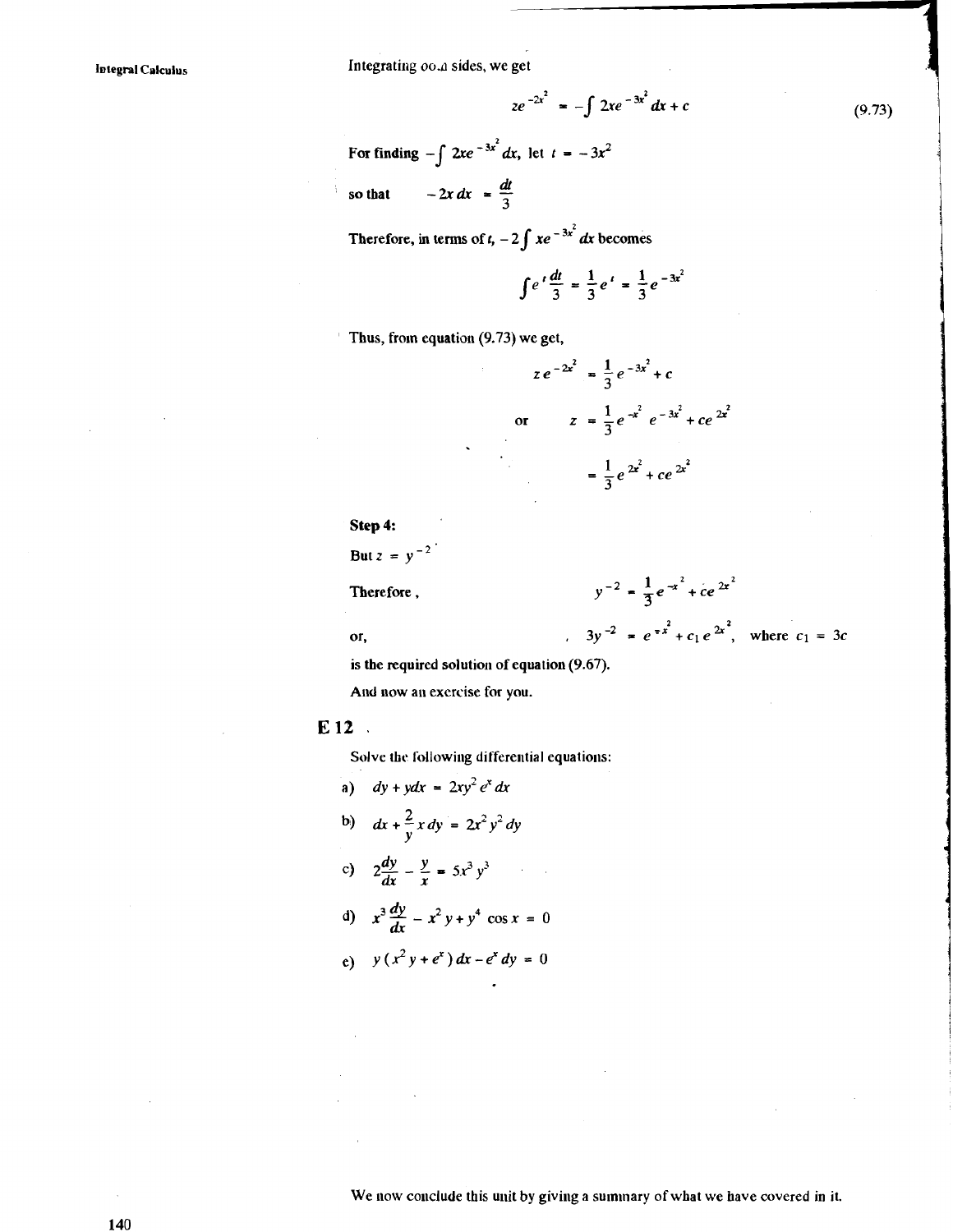Integrating both sides, we get

$$ze^{-2x^2} = -\int 2xe^{-3x^2}\,dx + c \tag{9.73}$$

For finding $-\int 2xe^{-3x^2}\,dx$, let $t = -3x^2$

so that $\quad -2x\,dx = \dfrac{dt}{3}$

Therefore, in terms of $t$, $-2\int xe^{-3x^2}\,dx$ becomes

$$\int e^t \frac{dt}{3} = \frac{1}{3}e^t = \frac{1}{3}e^{-3x^2}$$

Thus, from equation (9.73) we get,

$$ze^{-2x^2} = \frac{1}{3}e^{-3x^2} + c$$

or

$$z = \frac{1}{3}e^{-x^2}\,e^{-3x^2} + ce^{2x^2}$$

$$= \frac{1}{3}e^{2x^2} + ce^{2x^2}$$

**Step 4:**

But $z = y^{-2}$

Therefore,

$$y^{-2} = \frac{1}{3}e^{-x^2} + ce^{2x^2}$$

or,

$$3y^{-2} = e^{-x^2} + c_1 e^{2x^2}, \quad \text{where } c_1 = 3c$$

is the required solution of equation (9.67).

And now an exercise for you.

## E 12

Solve the following differential equations:

a) $dy + y\,dx = 2xy^2 e^x\,dx$

b) $dx + \dfrac{2}{y}x\,dy = 2x^2y^2\,dy$

c) $2\dfrac{dy}{dx} - \dfrac{y}{x} = 5x^3y^3$

d) $x^3\dfrac{dy}{dx} - x^2y + y^4\cos x = 0$

e) $y(x^2y + e^x)\,dx - e^x\,dy = 0$

We now conclude this unit by giving a summary of what we have covered in it.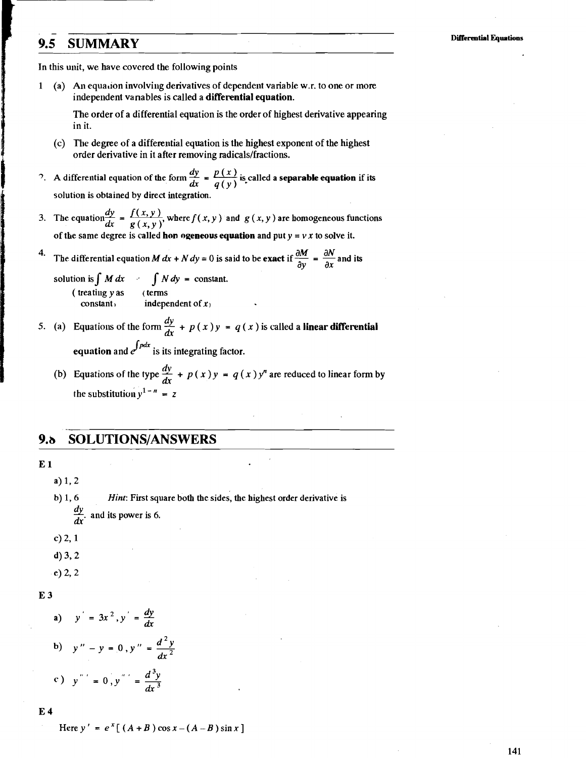## 9.5 SUMMARY

In this unit, we have covered the following points

1 (a) An equation involving derivatives of dependent variable w.r. to one or more independent variables is called a **differential equation.**

The order of a differential equation is the order of highest derivative appearing in it.

(c) The degree of a differential equation is the highest exponent of the highest order derivative in it after removing radicals/fractions.

2. A differential equation of the form $\frac{dy}{dx} = \frac{p(x)}{q(y)}$ is called a **separable equation** if its solution is obtained by direct integration.

3. The equation $\frac{dy}{dx} = \frac{f(x, y)}{g(x, y)}$, where $f(x, y)$ and $g(x, y)$ are homogeneous functions of the same degree is called **homogeneous equation** and put $y = vx$ to solve it.

4. The differential equation $M\,dx + N\,dy = 0$ is said to be **exact** if $\frac{\partial M}{\partial y} = \frac{\partial N}{\partial x}$ and its solution is $\int M\,dx + \int N\,dy$ = constant.
(treating $y$ as constant) (terms independent of $x$)

5. (a) Equations of the form $\frac{dy}{dx} + p(x)y = q(x)$ is called a **linear differential equation** and $e^{\int p dx}$ is its integrating factor.

(b) Equations of the type $\frac{dy}{dx} + p(x)y = q(x)y^n$ are reduced to linear form by the substitution $y^{1-n} = z$

## 9.6 SOLUTIONS/ANSWERS

**E1**

a) 1, 2

b) 1, 6 *Hint*: First square both the sides, the highest order derivative is $\frac{dy}{dx}$. and its power is 6.

c) 2, 1

d) 3, 2

e) 2, 2

**E3**

a) $y' = 3x^2, y' = \frac{dy}{dx}$

b) $y'' - y = 0, y'' = \frac{d^2y}{dx^2}$

c) $y''' = 0, y''' = \frac{d^3y}{dx^3}$

**E4**

Here $y' = e^x[(A + B)\cos x - (A - B)\sin x]$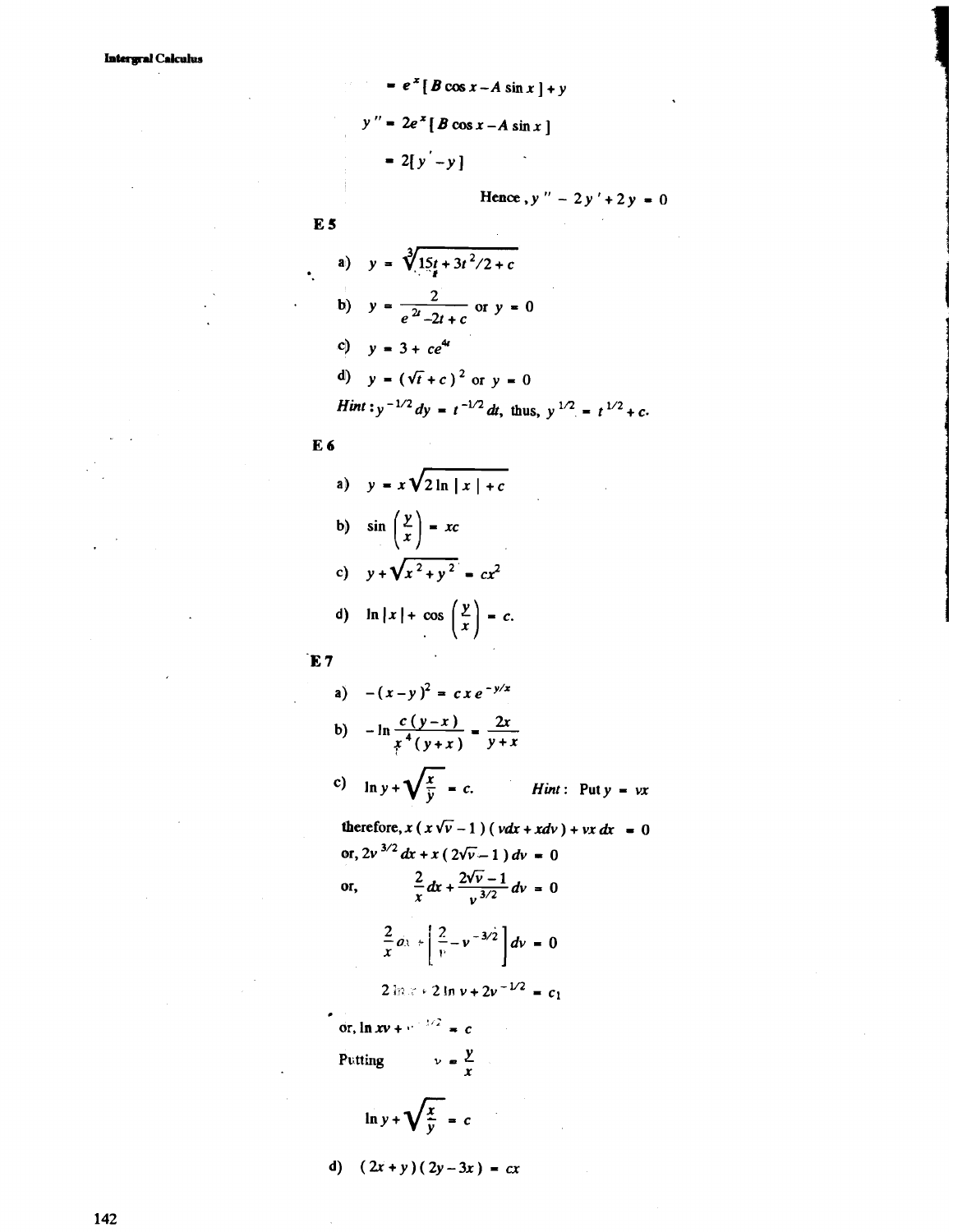$$= e^x[B\cos x - A\sin x] + y$$

$$y'' = 2e^x[B\cos x - A\sin x]$$

$$= 2[y' - y]$$

Hence, $y'' - 2y' + 2y = 0$

**E 5**

a) $y = \sqrt[3]{15t + 3t^2/2 + c}$

b) $y = \dfrac{2}{e^{2t} - 2t + c}$ or $y = 0$

c) $y = 3 + ce^{4t}$

d) $y = (\sqrt{t} + c)^2$ or $y = 0$

*Hint*: $y^{-1/2}dy = t^{-1/2}dt$, thus, $y^{1/2} = t^{1/2} + c$.

**E 6**

a) $y = x\sqrt{2\ln|x| + c}$

b) $\sin\left(\dfrac{y}{x}\right) = xc$

c) $y + \sqrt{x^2 + y^2} = cx^2$

d) $\ln|x| + \cos\left(\dfrac{y}{x}\right) = c.$

**E 7**

a) $-(x - y)^2 = cxe^{-y/x}$

b) $-\ln\dfrac{c(y - x)}{x^4(y + x)} = \dfrac{2x}{y + x}$

c) $\ln y + \sqrt{\dfrac{x}{y}} = c.$  *Hint*: Put $y = vx$

therefore, $x(x\sqrt{v} - 1)(vdx + xdv) + vx\,dx = 0$

or, $2v^{3/2}dx + x(2\sqrt{v} - 1)dv = 0$

or, $\dfrac{2}{x}dx + \dfrac{2\sqrt{v} - 1}{v^{3/2}}dv = 0$

$$\frac{2}{x}dx + \left[\frac{2}{v} - v^{-3/2}\right]dv = 0$$

$$2\ln x + 2\ln v + 2v^{-1/2} = c_1$$

or, $\ln xv + v^{-1/2} = c$

Putting $v = \dfrac{y}{x}$

$$\ln y + \sqrt{\frac{x}{y}} = c$$

d) $(2x + y)(2y - 3x) = cx$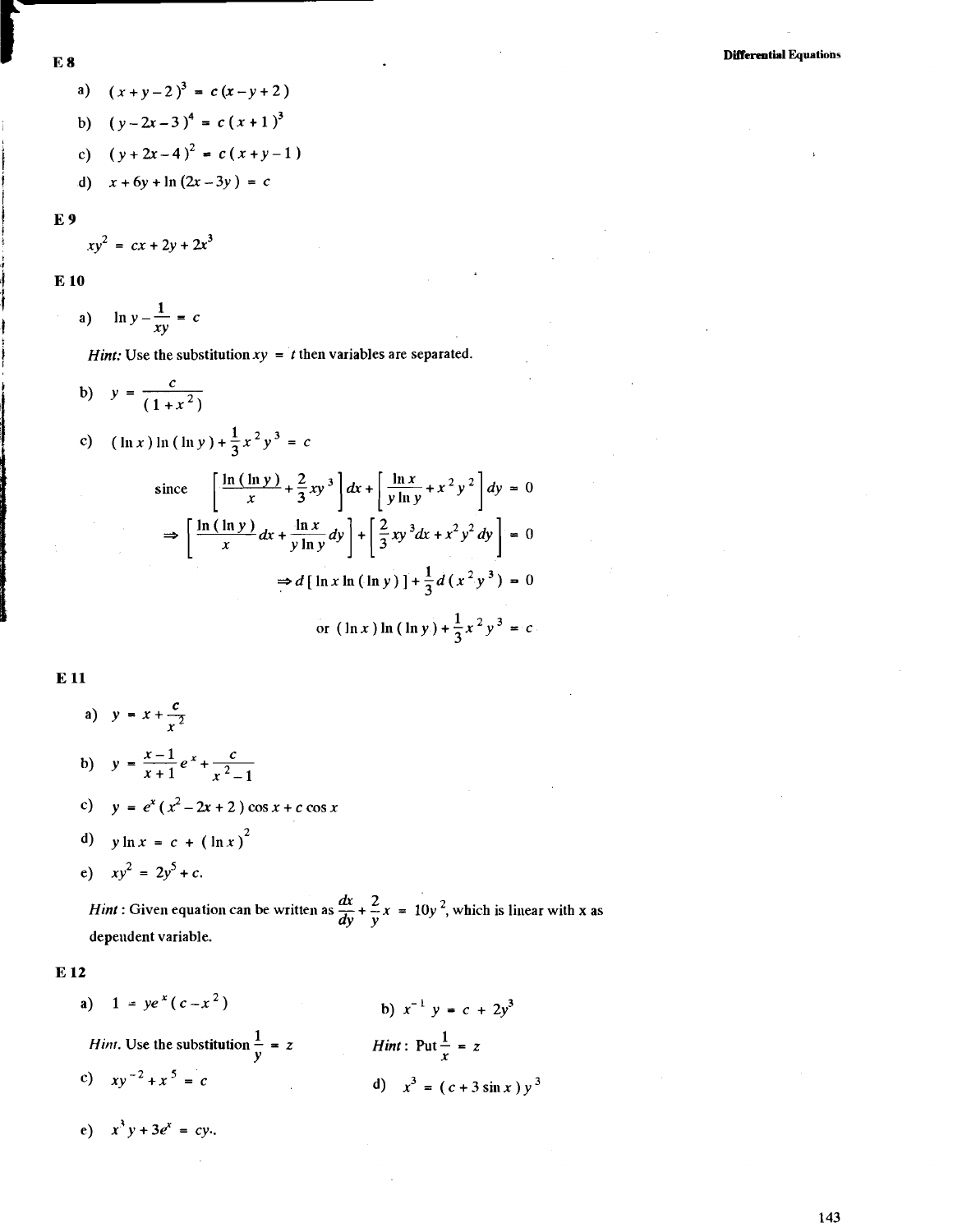## E 8

a) $(x+y-2)^3 = c(x-y+2)$

b) $(y-2x-3)^4 = c(x+1)^3$

c) $(y+2x-4)^2 = c(x+y-1)$

d) $x + 6y + \ln(2x-3y) = c$

## E 9

$xy^2 = cx + 2y + 2x^3$

## E 10

a) $\ln y - \dfrac{1}{xy} = c$

*Hint:* Use the substitution $xy = t$ then variables are separated.

b) $y = \dfrac{c}{(1+x^2)}$

c) $(\ln x)\ln(\ln y) + \dfrac{1}{3}x^2y^3 = c$

since $$\left[\frac{\ln(\ln y)}{x} + \frac{2}{3}xy^3\right]dx + \left[\frac{\ln x}{y\ln y} + x^2y^2\right]dy = 0$$

$$\Rightarrow \left[\frac{\ln(\ln y)}{x}dx + \frac{\ln x}{y\ln y}dy\right] + \left[\frac{2}{3}xy^3dx + x^2y^2dy\right] = 0$$

$$\Rightarrow d[\ln x \ln(\ln y)] + \frac{1}{3}d(x^2y^3) = 0$$

$$\text{or } (\ln x)\ln(\ln y) + \frac{1}{3}x^2y^3 = c$$

## E 11

a) $y = x + \dfrac{c}{x^2}$

b) $y = \dfrac{x-1}{x+1}e^x + \dfrac{c}{x^2-1}$

c) $y = e^x(x^2 - 2x + 2)\cos x + c\cos x$

d) $y\ln x = c + (\ln x)^2$

e) $xy^2 = 2y^5 + c.$

*Hint* : Given equation can be written as $\dfrac{dx}{dy} + \dfrac{2}{y}x = 10y^2$, which is linear with x as dependent variable.

## E 12

a) $1 = ye^x(c - x^2)$

*Hint.* Use the substitution $\dfrac{1}{y} = z$

b) $x^{-1}y = c + 2y^3$

*Hint*: Put $\dfrac{1}{x} = z$

c) $xy^{-2} + x^5 = c$

d) $x^3 = (c + 3\sin x)y^3$

e) $x^3y + 3e^x = cy.$